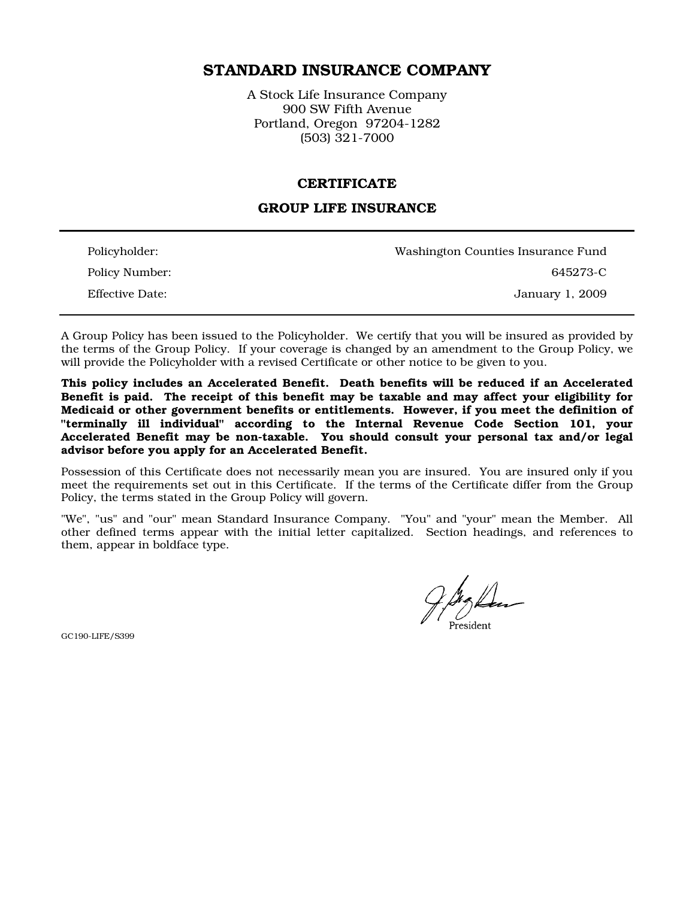# STANDARD INSURANCE COMPANY

A Stock Life Insurance Company
900 SW Fifth Avenue
Portland, Oregon 97204-1282
(503) 321-7000

## CERTIFICATE

## GROUP LIFE INSURANCE

| | |
|---|---|
| Policyholder: | Washington Counties Insurance Fund |
| Policy Number: | 645273-C |
| Effective Date: | January 1, 2009 |

A Group Policy has been issued to the Policyholder. We certify that you will be insured as provided by the terms of the Group Policy. If your coverage is changed by an amendment to the Group Policy, we will provide the Policyholder with a revised Certificate or other notice to be given to you.

**This policy includes an Accelerated Benefit. Death benefits will be reduced if an Accelerated Benefit is paid. The receipt of this benefit may be taxable and may affect your eligibility for Medicaid or other government benefits or entitlements. However, if you meet the definition of "terminally ill individual" according to the Internal Revenue Code Section 101, your Accelerated Benefit may be non-taxable. You should consult your personal tax and/or legal advisor before you apply for an Accelerated Benefit.**

Possession of this Certificate does not necessarily mean you are insured. You are insured only if you meet the requirements set out in this Certificate. If the terms of the Certificate differ from the Group Policy, the terms stated in the Group Policy will govern.

"We", "us" and "our" mean Standard Insurance Company. "You" and "your" mean the Member. All other defined terms appear with the initial letter capitalized. Section headings, and references to them, appear in boldface type.

President

GC190-LIFE/S399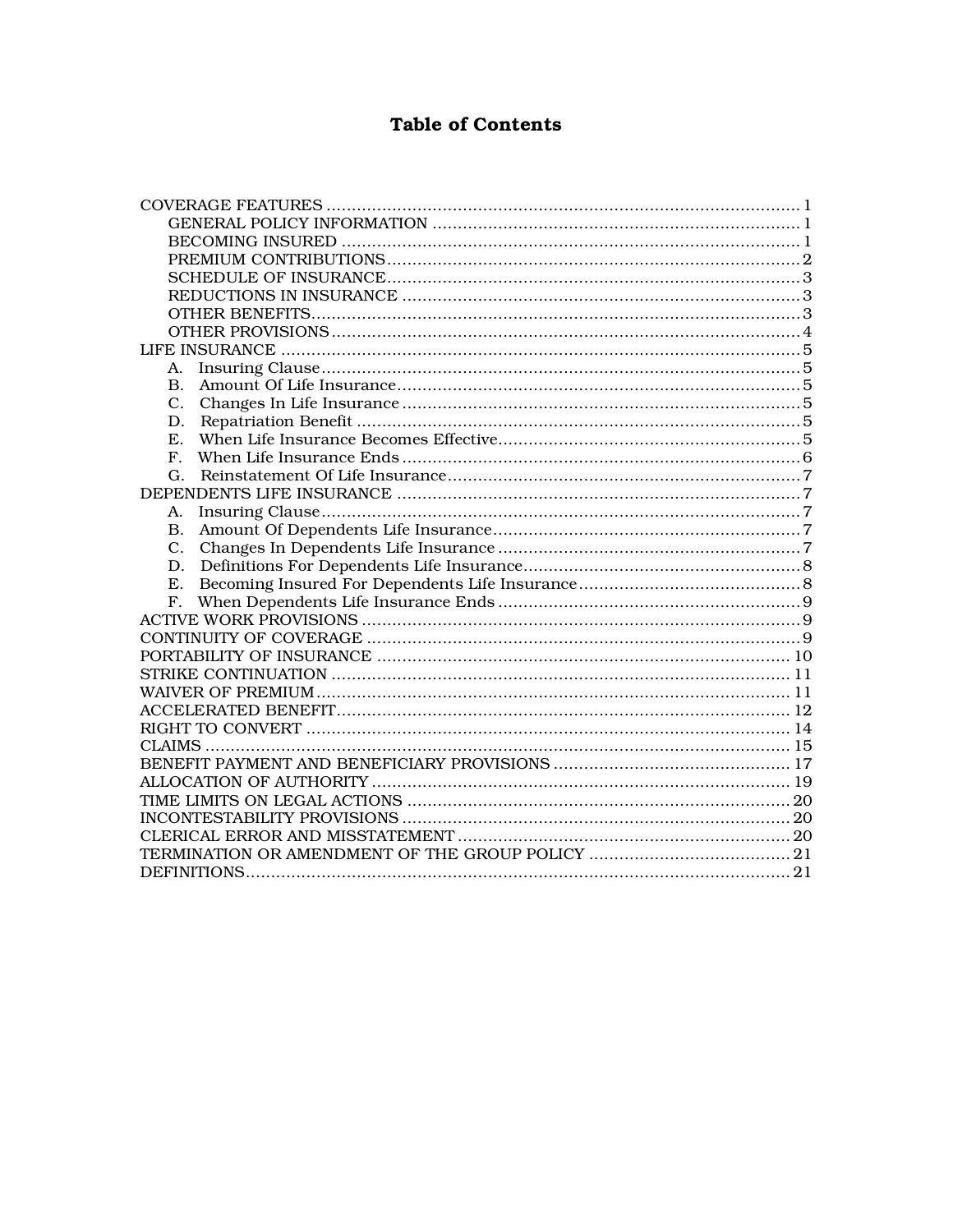# Table of Contents

- COVERAGE FEATURES ... 1
  - GENERAL POLICY INFORMATION ... 1
  - BECOMING INSURED ... 1
  - PREMIUM CONTRIBUTIONS ... 2
  - SCHEDULE OF INSURANCE ... 3
  - REDUCTIONS IN INSURANCE ... 3
  - OTHER BENEFITS ... 3
  - OTHER PROVISIONS ... 4
- LIFE INSURANCE ... 5
  - A. Insuring Clause ... 5
  - B. Amount Of Life Insurance ... 5
  - C. Changes In Life Insurance ... 5
  - D. Repatriation Benefit ... 5
  - E. When Life Insurance Becomes Effective ... 5
  - F. When Life Insurance Ends ... 6
  - G. Reinstatement Of Life Insurance ... 7
- DEPENDENTS LIFE INSURANCE ... 7
  - A. Insuring Clause ... 7
  - B. Amount Of Dependents Life Insurance ... 7
  - C. Changes In Dependents Life Insurance ... 7
  - D. Definitions For Dependents Life Insurance ... 8
  - E. Becoming Insured For Dependents Life Insurance ... 8
  - F. When Dependents Life Insurance Ends ... 9
- ACTIVE WORK PROVISIONS ... 9
- CONTINUITY OF COVERAGE ... 9
- PORTABILITY OF INSURANCE ... 10
- STRIKE CONTINUATION ... 11
- WAIVER OF PREMIUM ... 11
- ACCELERATED BENEFIT ... 12
- RIGHT TO CONVERT ... 14
- CLAIMS ... 15
- BENEFIT PAYMENT AND BENEFICIARY PROVISIONS ... 17
- ALLOCATION OF AUTHORITY ... 19
- TIME LIMITS ON LEGAL ACTIONS ... 20
- INCONTESTABILITY PROVISIONS ... 20
- CLERICAL ERROR AND MISSTATEMENT ... 20
- TERMINATION OR AMENDMENT OF THE GROUP POLICY ... 21
- DEFINITIONS ... 21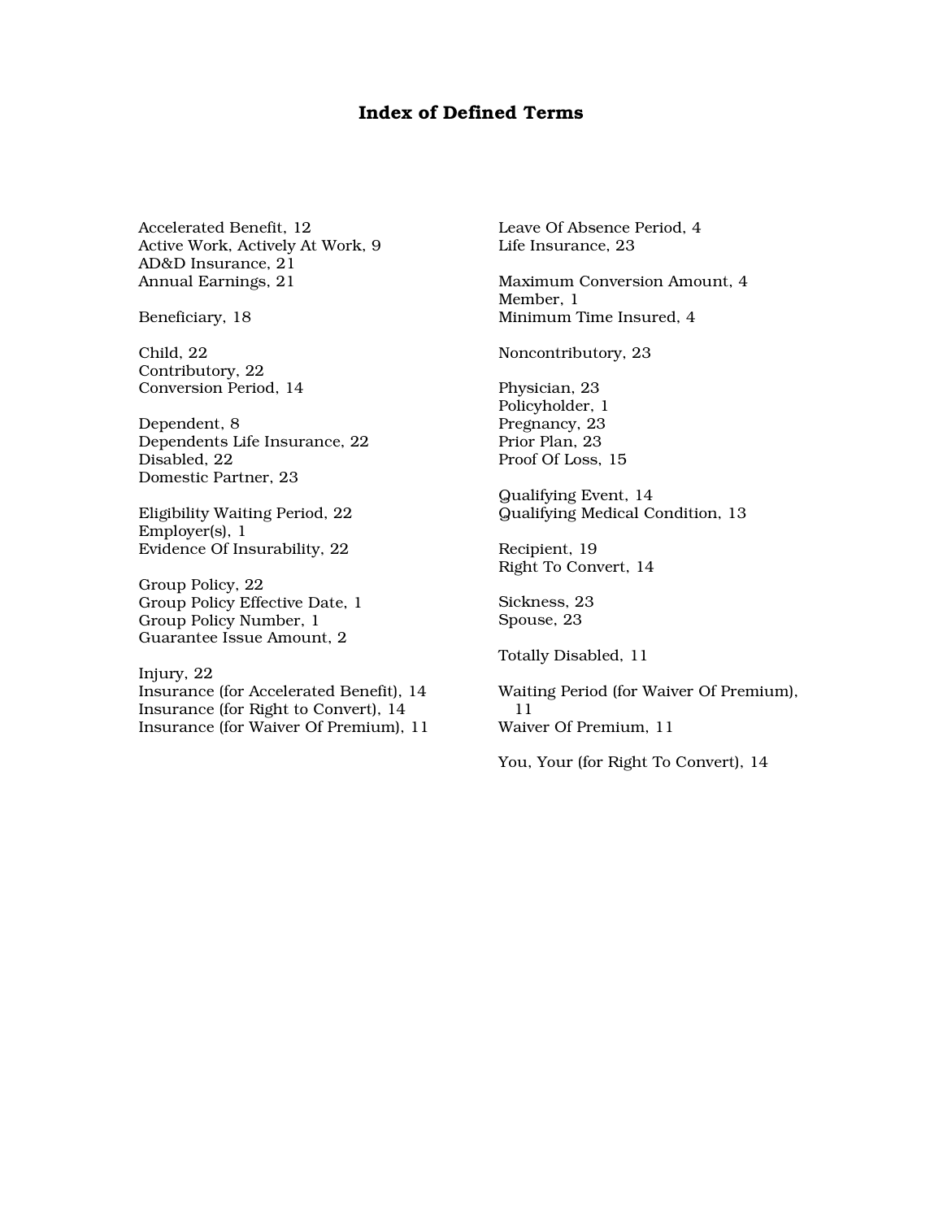# Index of Defined Terms

Accelerated Benefit, 12
Active Work, Actively At Work, 9
AD&D Insurance, 21
Annual Earnings, 21

Beneficiary, 18

Child, 22
Contributory, 22
Conversion Period, 14

Dependent, 8
Dependents Life Insurance, 22
Disabled, 22
Domestic Partner, 23

Eligibility Waiting Period, 22
Employer(s), 1
Evidence Of Insurability, 22

Group Policy, 22
Group Policy Effective Date, 1
Group Policy Number, 1
Guarantee Issue Amount, 2

Injury, 22
Insurance (for Accelerated Benefit), 14
Insurance (for Right to Convert), 14
Insurance (for Waiver Of Premium), 11

Leave Of Absence Period, 4
Life Insurance, 23

Maximum Conversion Amount, 4
Member, 1
Minimum Time Insured, 4

Noncontributory, 23

Physician, 23
Policyholder, 1
Pregnancy, 23
Prior Plan, 23
Proof Of Loss, 15

Qualifying Event, 14
Qualifying Medical Condition, 13

Recipient, 19
Right To Convert, 14

Sickness, 23
Spouse, 23

Totally Disabled, 11

Waiting Period (for Waiver Of Premium), 11
Waiver Of Premium, 11

You, Your (for Right To Convert), 14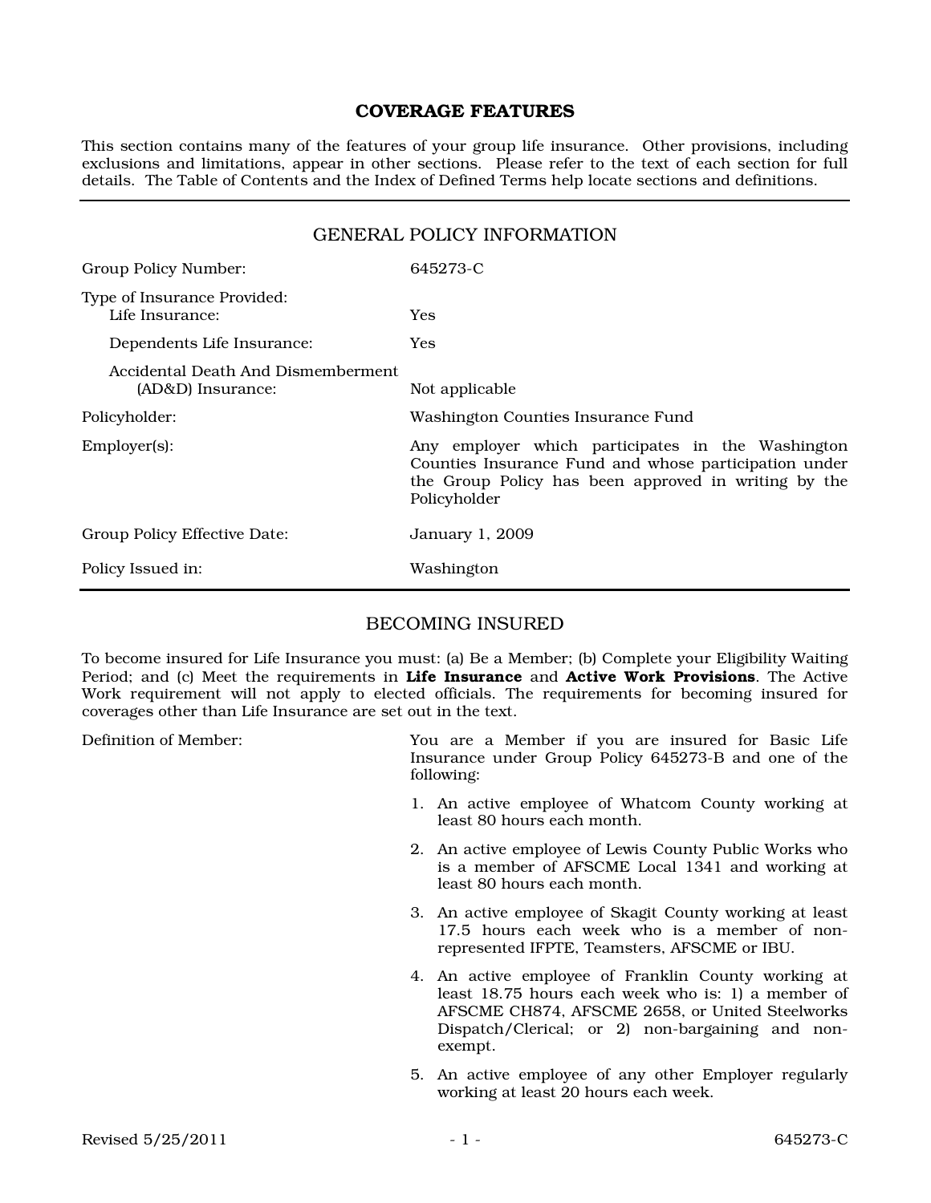# COVERAGE FEATURES

This section contains many of the features of your group life insurance. Other provisions, including exclusions and limitations, appear in other sections. Please refer to the text of each section for full details. The Table of Contents and the Index of Defined Terms help locate sections and definitions.

## GENERAL POLICY INFORMATION

| | |
|---|---|
| Group Policy Number: | 645273-C |
| Type of Insurance Provided: | |
| Life Insurance: | Yes |
| Dependents Life Insurance: | Yes |
| Accidental Death And Dismemberment (AD&D) Insurance: | Not applicable |
| Policyholder: | Washington Counties Insurance Fund |
| Employer(s): | Any employer which participates in the Washington Counties Insurance Fund and whose participation under the Group Policy has been approved in writing by the Policyholder |
| Group Policy Effective Date: | January 1, 2009 |
| Policy Issued in: | Washington |

## BECOMING INSURED

To become insured for Life Insurance you must: (a) Be a Member; (b) Complete your Eligibility Waiting Period; and (c) Meet the requirements in **Life Insurance** and **Active Work Provisions**. The Active Work requirement will not apply to elected officials. The requirements for becoming insured for coverages other than Life Insurance are set out in the text.

Definition of Member:

You are a Member if you are insured for Basic Life Insurance under Group Policy 645273-B and one of the following:

1. An active employee of Whatcom County working at least 80 hours each month.
2. An active employee of Lewis County Public Works who is a member of AFSCME Local 1341 and working at least 80 hours each month.
3. An active employee of Skagit County working at least 17.5 hours each week who is a member of non-represented IFPTE, Teamsters, AFSCME or IBU.
4. An active employee of Franklin County working at least 18.75 hours each week who is: 1) a member of AFSCME CH874, AFSCME 2658, or United Steelworks Dispatch/Clerical; or 2) non-bargaining and non-exempt.
5. An active employee of any other Employer regularly working at least 20 hours each week.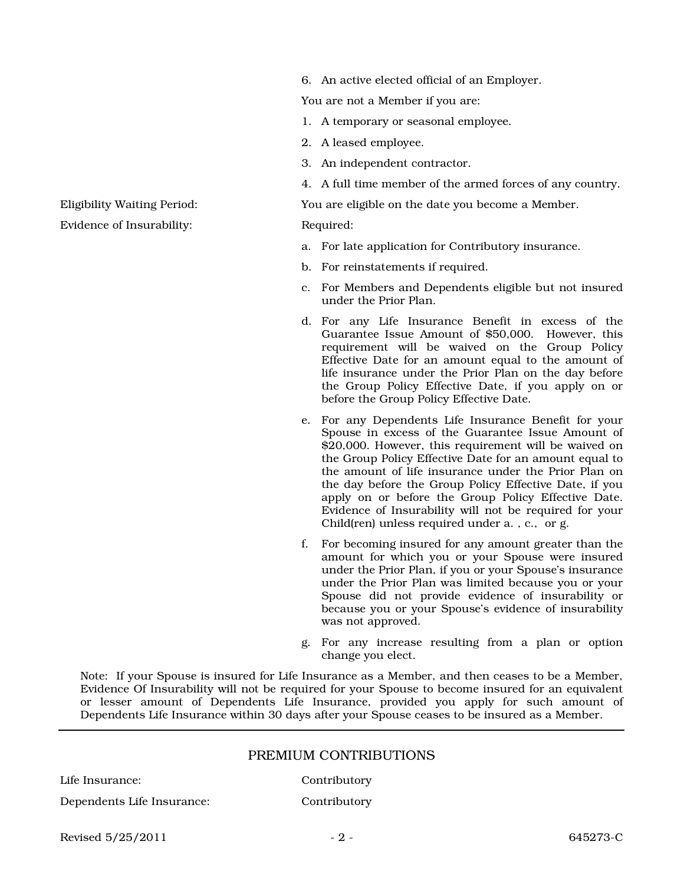6. An active elected official of an Employer.

You are not a Member if you are:

1. A temporary or seasonal employee.
2. A leased employee.
3. An independent contractor.
4. A full time member of the armed forces of any country.

Eligibility Waiting Period: You are eligible on the date you become a Member.

Evidence of Insurability: Required:

a. For late application for Contributory insurance.

b. For reinstatements if required.

c. For Members and Dependents eligible but not insured under the Prior Plan.

d. For any Life Insurance Benefit in excess of the Guarantee Issue Amount of $50,000. However, this requirement will be waived on the Group Policy Effective Date for an amount equal to the amount of life insurance under the Prior Plan on the day before the Group Policy Effective Date, if you apply on or before the Group Policy Effective Date.

e. For any Dependents Life Insurance Benefit for your Spouse in excess of the Guarantee Issue Amount of $20,000. However, this requirement will be waived on the Group Policy Effective Date for an amount equal to the amount of life insurance under the Prior Plan on the day before the Group Policy Effective Date, if you apply on or before the Group Policy Effective Date. Evidence of Insurability will not be required for your Child(ren) unless required under a. , c., or g.

f. For becoming insured for any amount greater than the amount for which you or your Spouse were insured under the Prior Plan, if you or your Spouse's insurance under the Prior Plan was limited because you or your Spouse did not provide evidence of insurability or because you or your Spouse's evidence of insurability was not approved.

g. For any increase resulting from a plan or option change you elect.

Note: If your Spouse is insured for Life Insurance as a Member, and then ceases to be a Member, Evidence Of Insurability will not be required for your Spouse to become insured for an equivalent or lesser amount of Dependents Life Insurance, provided you apply for such amount of Dependents Life Insurance within 30 days after your Spouse ceases to be insured as a Member.

---

## PREMIUM CONTRIBUTIONS

Life Insurance: Contributory

Dependents Life Insurance: Contributory

Revised 5/25/2011 645273-C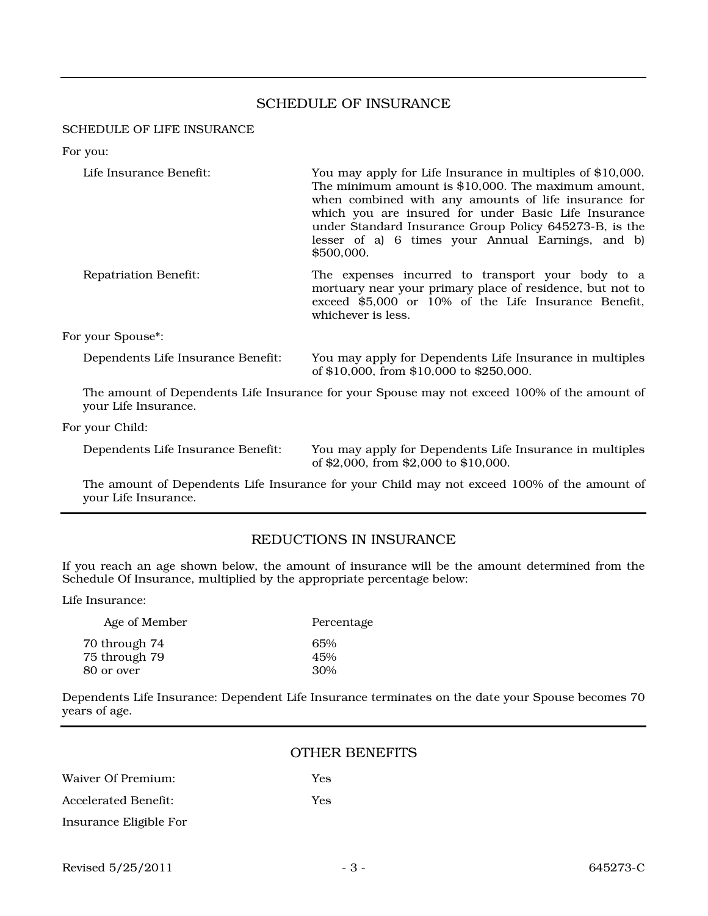## SCHEDULE OF INSURANCE

### SCHEDULE OF LIFE INSURANCE

For you:

| | |
|---|---|
| Life Insurance Benefit: | You may apply for Life Insurance in multiples of $10,000. The minimum amount is $10,000. The maximum amount, when combined with any amounts of life insurance for which you are insured for under Basic Life Insurance under Standard Insurance Group Policy 645273-B, is the lesser of a) 6 times your Annual Earnings, and b) $500,000. |
| Repatriation Benefit: | The expenses incurred to transport your body to a mortuary near your primary place of residence, but not to exceed $5,000 or 10% of the Life Insurance Benefit, whichever is less. |

For your Spouse*:

| | |
|---|---|
| Dependents Life Insurance Benefit: | You may apply for Dependents Life Insurance in multiples of $10,000, from $10,000 to $250,000. |

The amount of Dependents Life Insurance for your Spouse may not exceed 100% of the amount of your Life Insurance.

For your Child:

| | |
|---|---|
| Dependents Life Insurance Benefit: | You may apply for Dependents Life Insurance in multiples of $2,000, from $2,000 to $10,000. |

The amount of Dependents Life Insurance for your Child may not exceed 100% of the amount of your Life Insurance.

## REDUCTIONS IN INSURANCE

If you reach an age shown below, the amount of insurance will be the amount determined from the Schedule Of Insurance, multiplied by the appropriate percentage below:

Life Insurance:

| Age of Member | Percentage |
|---|---|
| 70 through 74 | 65% |
| 75 through 79 | 45% |
| 80 or over | 30% |

Dependents Life Insurance: Dependent Life Insurance terminates on the date your Spouse becomes 70 years of age.

## OTHER BENEFITS

| | |
|---|---|
| Waiver Of Premium: | Yes |
| Accelerated Benefit: | Yes |

Insurance Eligible For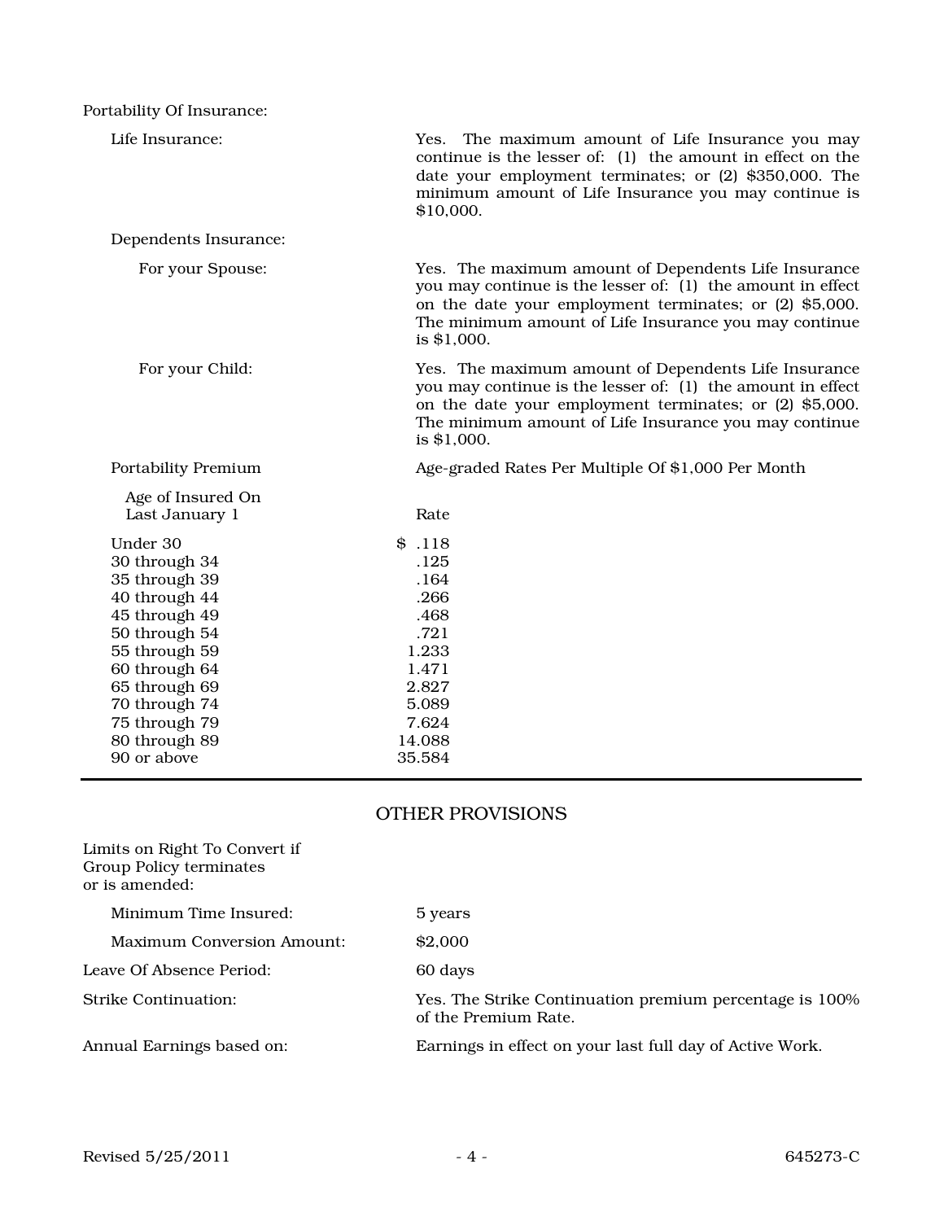Portability Of Insurance:

Life Insurance: Yes. The maximum amount of Life Insurance you may continue is the lesser of: (1) the amount in effect on the date your employment terminates; or (2) $350,000. The minimum amount of Life Insurance you may continue is $10,000.

Dependents Insurance:

For your Spouse: Yes. The maximum amount of Dependents Life Insurance you may continue is the lesser of: (1) the amount in effect on the date your employment terminates; or (2) $5,000. The minimum amount of Life Insurance you may continue is $1,000.

For your Child: Yes. The maximum amount of Dependents Life Insurance you may continue is the lesser of: (1) the amount in effect on the date your employment terminates; or (2) $5,000. The minimum amount of Life Insurance you may continue is $1,000.

Portability Premium: Age-graded Rates Per Multiple Of $1,000 Per Month

| Age of Insured On Last January 1 | Rate |
|---|---|
| Under 30 | $ .118 |
| 30 through 34 | .125 |
| 35 through 39 | .164 |
| 40 through 44 | .266 |
| 45 through 49 | .468 |
| 50 through 54 | .721 |
| 55 through 59 | 1.233 |
| 60 through 64 | 1.471 |
| 65 through 69 | 2.827 |
| 70 through 74 | 5.089 |
| 75 through 79 | 7.624 |
| 80 through 89 | 14.088 |
| 90 or above | 35.584 |

## OTHER PROVISIONS

Limits on Right To Convert if Group Policy terminates or is amended:

Minimum Time Insured: 5 years

Maximum Conversion Amount: $2,000

Leave Of Absence Period: 60 days

Strike Continuation: Yes. The Strike Continuation premium percentage is 100% of the Premium Rate.

Annual Earnings based on: Earnings in effect on your last full day of Active Work.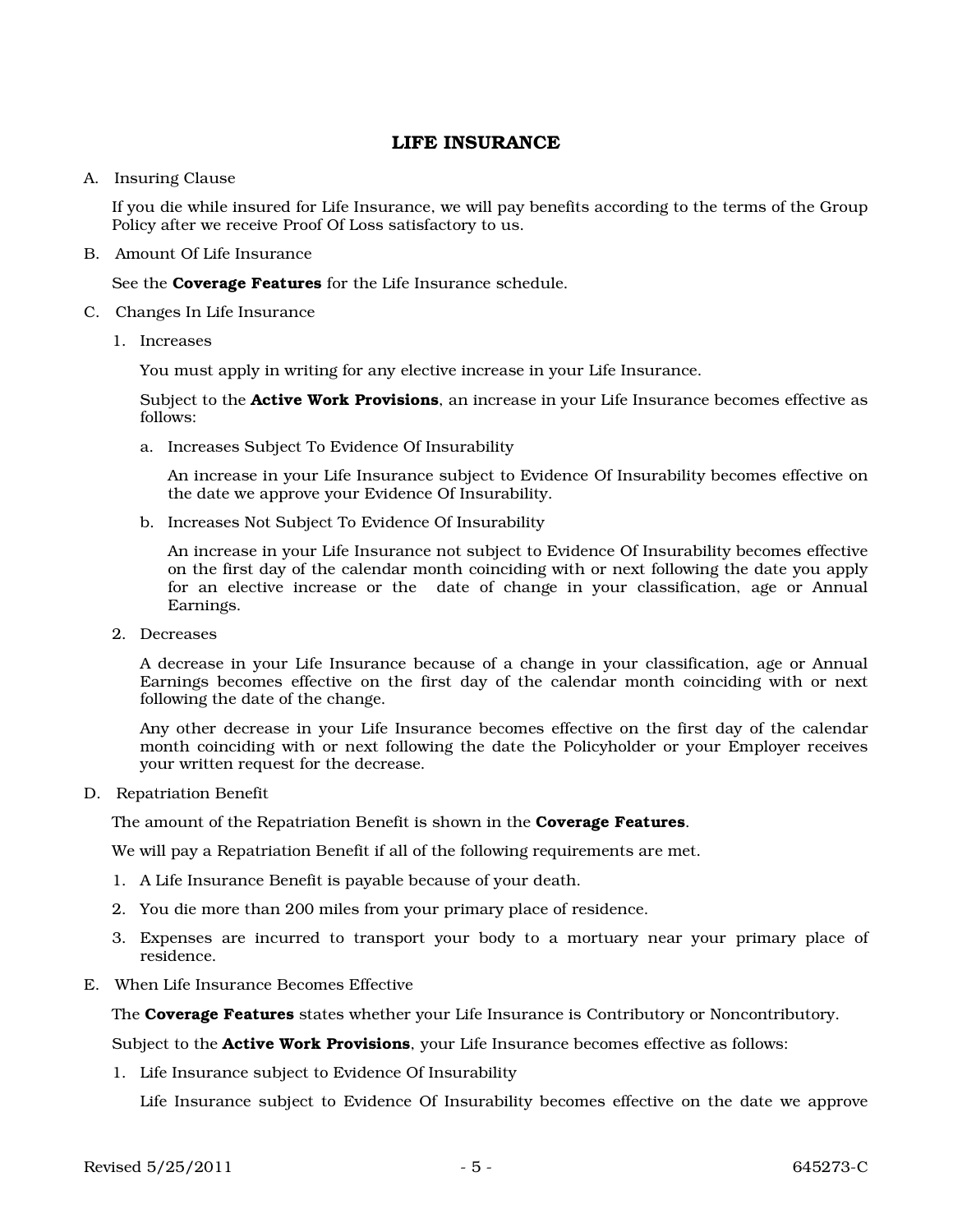# LIFE INSURANCE

A. Insuring Clause

If you die while insured for Life Insurance, we will pay benefits according to the terms of the Group Policy after we receive Proof Of Loss satisfactory to us.

B. Amount Of Life Insurance

See the **Coverage Features** for the Life Insurance schedule.

C. Changes In Life Insurance

1. Increases

   You must apply in writing for any elective increase in your Life Insurance.

   Subject to the **Active Work Provisions**, an increase in your Life Insurance becomes effective as follows:

   a. Increases Subject To Evidence Of Insurability

      An increase in your Life Insurance subject to Evidence Of Insurability becomes effective on the date we approve your Evidence Of Insurability.

   b. Increases Not Subject To Evidence Of Insurability

      An increase in your Life Insurance not subject to Evidence Of Insurability becomes effective on the first day of the calendar month coinciding with or next following the date you apply for an elective increase or the date of change in your classification, age or Annual Earnings.

2. Decreases

   A decrease in your Life Insurance because of a change in your classification, age or Annual Earnings becomes effective on the first day of the calendar month coinciding with or next following the date of the change.

   Any other decrease in your Life Insurance becomes effective on the first day of the calendar month coinciding with or next following the date the Policyholder or your Employer receives your written request for the decrease.

D. Repatriation Benefit

The amount of the Repatriation Benefit is shown in the **Coverage Features**.

We will pay a Repatriation Benefit if all of the following requirements are met.

1. A Life Insurance Benefit is payable because of your death.
2. You die more than 200 miles from your primary place of residence.
3. Expenses are incurred to transport your body to a mortuary near your primary place of residence.

E. When Life Insurance Becomes Effective

The **Coverage Features** states whether your Life Insurance is Contributory or Noncontributory.

Subject to the **Active Work Provisions**, your Life Insurance becomes effective as follows:

1. Life Insurance subject to Evidence Of Insurability

   Life Insurance subject to Evidence Of Insurability becomes effective on the date we approve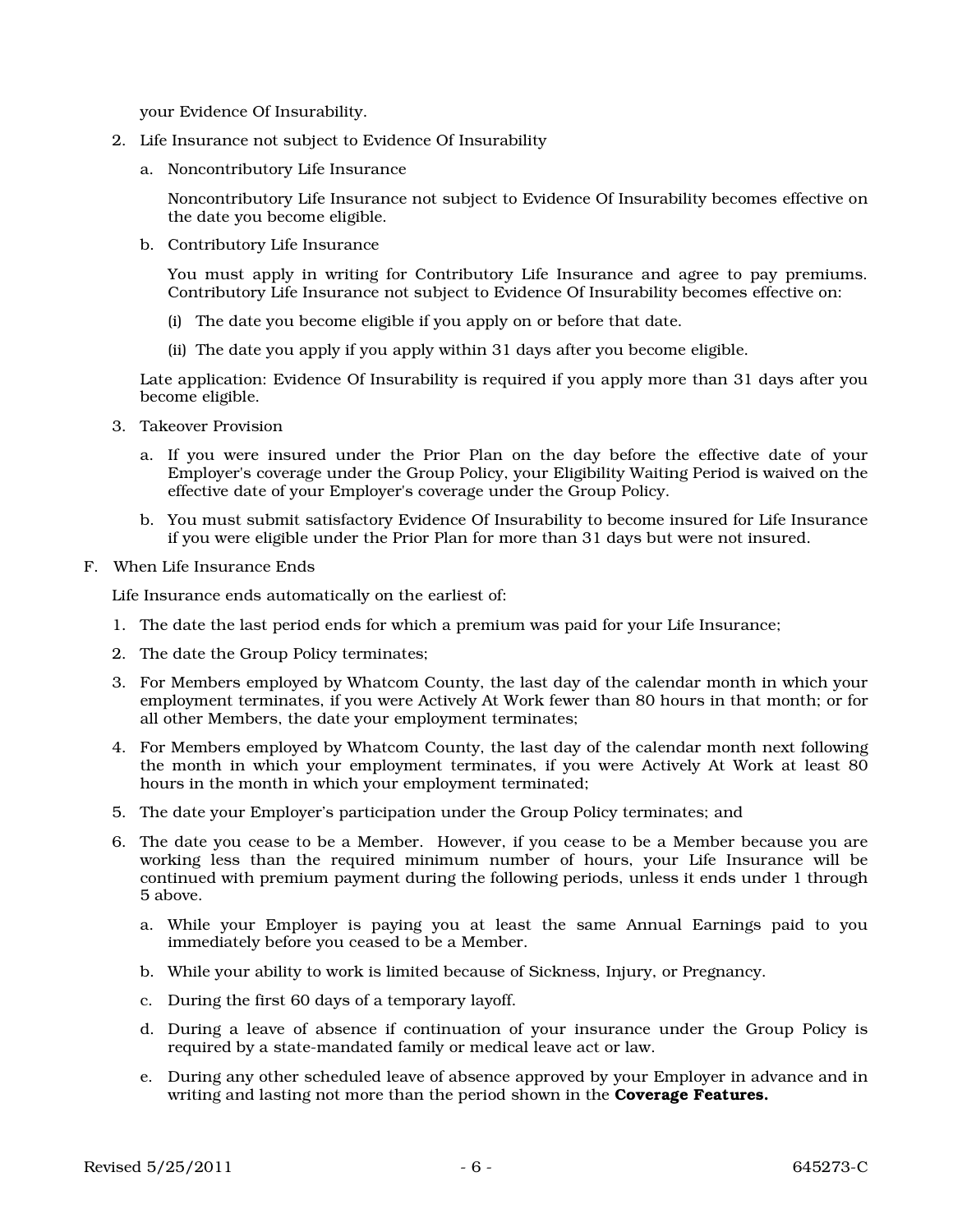your Evidence Of Insurability.

2. Life Insurance not subject to Evidence Of Insurability

   a. Noncontributory Life Insurance

      Noncontributory Life Insurance not subject to Evidence Of Insurability becomes effective on the date you become eligible.

   b. Contributory Life Insurance

      You must apply in writing for Contributory Life Insurance and agree to pay premiums. Contributory Life Insurance not subject to Evidence Of Insurability becomes effective on:

      (i) The date you become eligible if you apply on or before that date.

      (ii) The date you apply if you apply within 31 days after you become eligible.

   Late application: Evidence Of Insurability is required if you apply more than 31 days after you become eligible.

3. Takeover Provision

   a. If you were insured under the Prior Plan on the day before the effective date of your Employer's coverage under the Group Policy, your Eligibility Waiting Period is waived on the effective date of your Employer's coverage under the Group Policy.

   b. You must submit satisfactory Evidence Of Insurability to become insured for Life Insurance if you were eligible under the Prior Plan for more than 31 days but were not insured.

F. When Life Insurance Ends

Life Insurance ends automatically on the earliest of:

1. The date the last period ends for which a premium was paid for your Life Insurance;
2. The date the Group Policy terminates;
3. For Members employed by Whatcom County, the last day of the calendar month in which your employment terminates, if you were Actively At Work fewer than 80 hours in that month; or for all other Members, the date your employment terminates;
4. For Members employed by Whatcom County, the last day of the calendar month next following the month in which your employment terminates, if you were Actively At Work at least 80 hours in the month in which your employment terminated;
5. The date your Employer's participation under the Group Policy terminates; and
6. The date you cease to be a Member. However, if you cease to be a Member because you are working less than the required minimum number of hours, your Life Insurance will be continued with premium payment during the following periods, unless it ends under 1 through 5 above.

   a. While your Employer is paying you at least the same Annual Earnings paid to you immediately before you ceased to be a Member.

   b. While your ability to work is limited because of Sickness, Injury, or Pregnancy.

   c. During the first 60 days of a temporary layoff.

   d. During a leave of absence if continuation of your insurance under the Group Policy is required by a state-mandated family or medical leave act or law.

   e. During any other scheduled leave of absence approved by your Employer in advance and in writing and lasting not more than the period shown in the **Coverage Features.**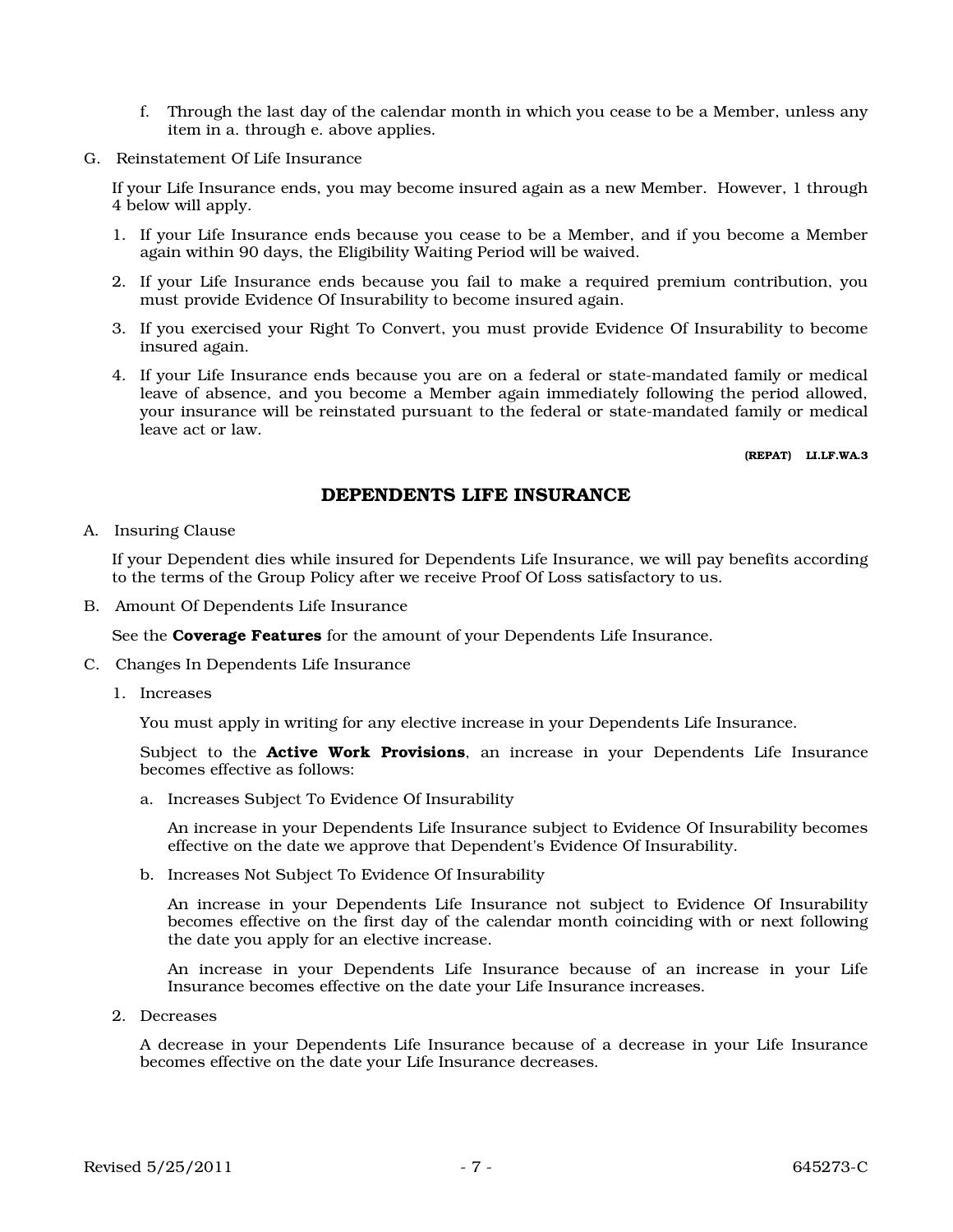f. Through the last day of the calendar month in which you cease to be a Member, unless any item in a. through e. above applies.

G. Reinstatement Of Life Insurance

If your Life Insurance ends, you may become insured again as a new Member. However, 1 through 4 below will apply.

1. If your Life Insurance ends because you cease to be a Member, and if you become a Member again within 90 days, the Eligibility Waiting Period will be waived.
2. If your Life Insurance ends because you fail to make a required premium contribution, you must provide Evidence Of Insurability to become insured again.
3. If you exercised your Right To Convert, you must provide Evidence Of Insurability to become insured again.
4. If your Life Insurance ends because you are on a federal or state-mandated family or medical leave of absence, and you become a Member again immediately following the period allowed, your insurance will be reinstated pursuant to the federal or state-mandated family or medical leave act or law.

**(REPAT) LI.LF.WA.3**

## DEPENDENTS LIFE INSURANCE

A. Insuring Clause

If your Dependent dies while insured for Dependents Life Insurance, we will pay benefits according to the terms of the Group Policy after we receive Proof Of Loss satisfactory to us.

B. Amount Of Dependents Life Insurance

See the **Coverage Features** for the amount of your Dependents Life Insurance.

C. Changes In Dependents Life Insurance

1. Increases

   You must apply in writing for any elective increase in your Dependents Life Insurance.

   Subject to the **Active Work Provisions**, an increase in your Dependents Life Insurance becomes effective as follows:

   a. Increases Subject To Evidence Of Insurability

      An increase in your Dependents Life Insurance subject to Evidence Of Insurability becomes effective on the date we approve that Dependent's Evidence Of Insurability.

   b. Increases Not Subject To Evidence Of Insurability

      An increase in your Dependents Life Insurance not subject to Evidence Of Insurability becomes effective on the first day of the calendar month coinciding with or next following the date you apply for an elective increase.

      An increase in your Dependents Life Insurance because of an increase in your Life Insurance becomes effective on the date your Life Insurance increases.

2. Decreases

   A decrease in your Dependents Life Insurance because of a decrease in your Life Insurance becomes effective on the date your Life Insurance decreases.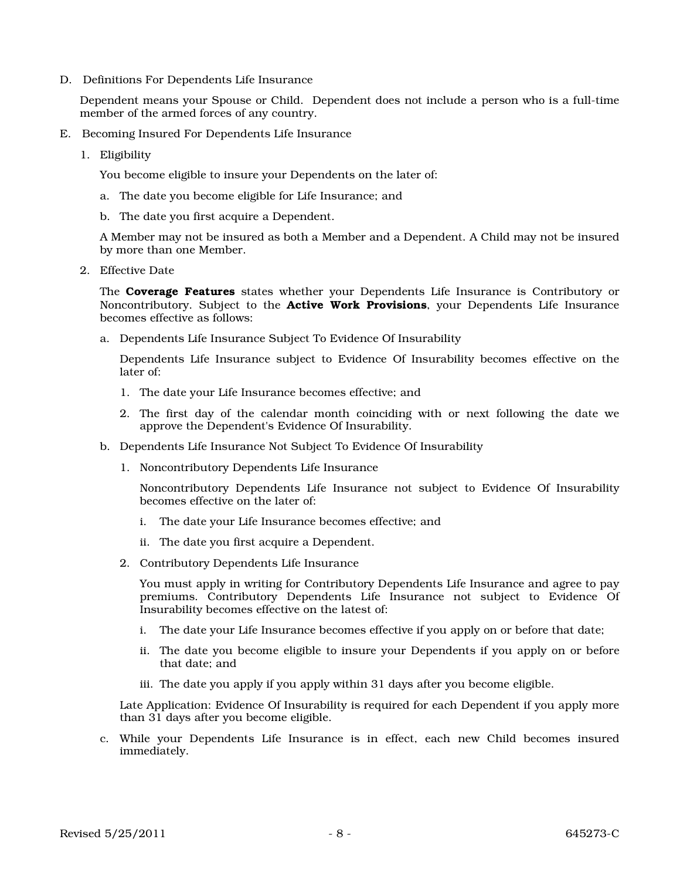D. Definitions For Dependents Life Insurance

Dependent means your Spouse or Child. Dependent does not include a person who is a full-time member of the armed forces of any country.

E. Becoming Insured For Dependents Life Insurance

1. Eligibility

   You become eligible to insure your Dependents on the later of:

   a. The date you become eligible for Life Insurance; and

   b. The date you first acquire a Dependent.

   A Member may not be insured as both a Member and a Dependent. A Child may not be insured by more than one Member.

2. Effective Date

   The **Coverage Features** states whether your Dependents Life Insurance is Contributory or Noncontributory. Subject to the **Active Work Provisions**, your Dependents Life Insurance becomes effective as follows:

   a. Dependents Life Insurance Subject To Evidence Of Insurability

      Dependents Life Insurance subject to Evidence Of Insurability becomes effective on the later of:

      1. The date your Life Insurance becomes effective; and

      2. The first day of the calendar month coinciding with or next following the date we approve the Dependent's Evidence Of Insurability.

   b. Dependents Life Insurance Not Subject To Evidence Of Insurability

      1. Noncontributory Dependents Life Insurance

         Noncontributory Dependents Life Insurance not subject to Evidence Of Insurability becomes effective on the later of:

         i. The date your Life Insurance becomes effective; and

         ii. The date you first acquire a Dependent.

      2. Contributory Dependents Life Insurance

         You must apply in writing for Contributory Dependents Life Insurance and agree to pay premiums. Contributory Dependents Life Insurance not subject to Evidence Of Insurability becomes effective on the latest of:

         i. The date your Life Insurance becomes effective if you apply on or before that date;

         ii. The date you become eligible to insure your Dependents if you apply on or before that date; and

         iii. The date you apply if you apply within 31 days after you become eligible.

      Late Application: Evidence Of Insurability is required for each Dependent if you apply more than 31 days after you become eligible.

   c. While your Dependents Life Insurance is in effect, each new Child becomes insured immediately.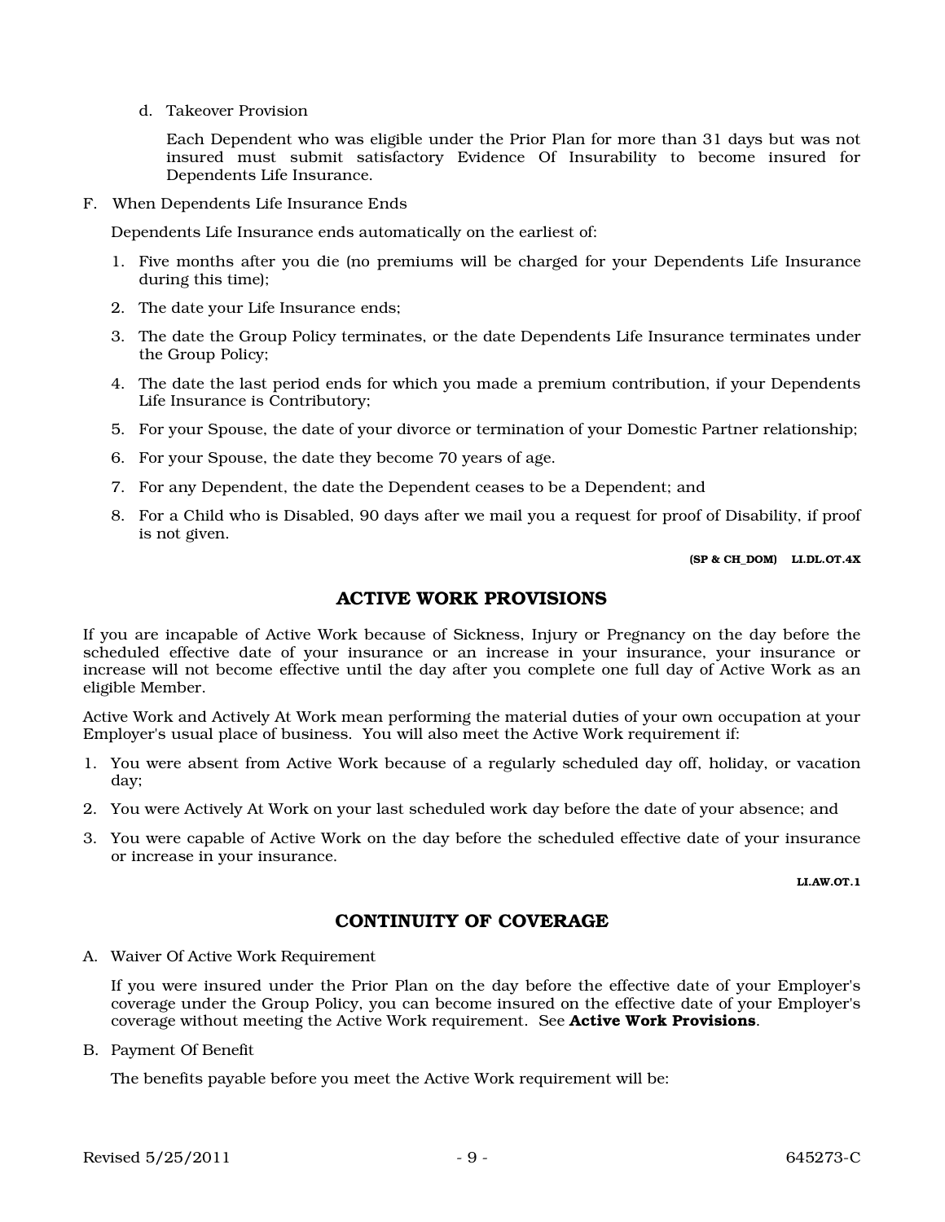d. Takeover Provision

   Each Dependent who was eligible under the Prior Plan for more than 31 days but was not insured must submit satisfactory Evidence Of Insurability to become insured for Dependents Life Insurance.

F. When Dependents Life Insurance Ends

   Dependents Life Insurance ends automatically on the earliest of:

   1. Five months after you die (no premiums will be charged for your Dependents Life Insurance during this time);
   2. The date your Life Insurance ends;
   3. The date the Group Policy terminates, or the date Dependents Life Insurance terminates under the Group Policy;
   4. The date the last period ends for which you made a premium contribution, if your Dependents Life Insurance is Contributory;
   5. For your Spouse, the date of your divorce or termination of your Domestic Partner relationship;
   6. For your Spouse, the date they become 70 years of age.
   7. For any Dependent, the date the Dependent ceases to be a Dependent; and
   8. For a Child who is Disabled, 90 days after we mail you a request for proof of Disability, if proof is not given.

**(SP & CH_DOM) LI.DL.OT.4X**

## ACTIVE WORK PROVISIONS

If you are incapable of Active Work because of Sickness, Injury or Pregnancy on the day before the scheduled effective date of your insurance or an increase in your insurance, your insurance or increase will not become effective until the day after you complete one full day of Active Work as an eligible Member.

Active Work and Actively At Work mean performing the material duties of your own occupation at your Employer's usual place of business. You will also meet the Active Work requirement if:

1. You were absent from Active Work because of a regularly scheduled day off, holiday, or vacation day;
2. You were Actively At Work on your last scheduled work day before the date of your absence; and
3. You were capable of Active Work on the day before the scheduled effective date of your insurance or increase in your insurance.

**LI.AW.OT.1**

## CONTINUITY OF COVERAGE

A. Waiver Of Active Work Requirement

   If you were insured under the Prior Plan on the day before the effective date of your Employer's coverage under the Group Policy, you can become insured on the effective date of your Employer's coverage without meeting the Active Work requirement. See **Active Work Provisions**.

B. Payment Of Benefit

   The benefits payable before you meet the Active Work requirement will be: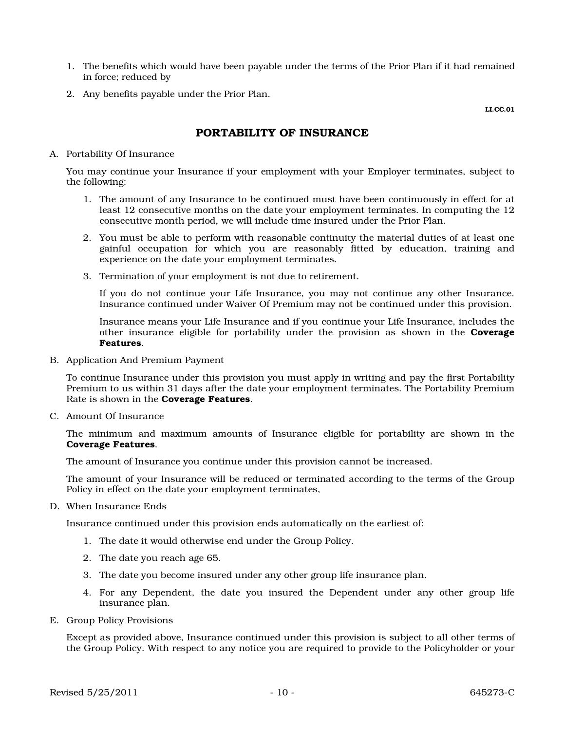1. The benefits which would have been payable under the terms of the Prior Plan if it had remained in force; reduced by
2. Any benefits payable under the Prior Plan.

LI.CC.01

## PORTABILITY OF INSURANCE

A. Portability Of Insurance

You may continue your Insurance if your employment with your Employer terminates, subject to the following:

1. The amount of any Insurance to be continued must have been continuously in effect for at least 12 consecutive months on the date your employment terminates. In computing the 12 consecutive month period, we will include time insured under the Prior Plan.
2. You must be able to perform with reasonable continuity the material duties of at least one gainful occupation for which you are reasonably fitted by education, training and experience on the date your employment terminates.
3. Termination of your employment is not due to retirement.

   If you do not continue your Life Insurance, you may not continue any other Insurance. Insurance continued under Waiver Of Premium may not be continued under this provision.

   Insurance means your Life Insurance and if you continue your Life Insurance, includes the other insurance eligible for portability under the provision as shown in the **Coverage Features**.

B. Application And Premium Payment

To continue Insurance under this provision you must apply in writing and pay the first Portability Premium to us within 31 days after the date your employment terminates. The Portability Premium Rate is shown in the **Coverage Features**.

C. Amount Of Insurance

The minimum and maximum amounts of Insurance eligible for portability are shown in the **Coverage Features**.

The amount of Insurance you continue under this provision cannot be increased.

The amount of your Insurance will be reduced or terminated according to the terms of the Group Policy in effect on the date your employment terminates,

D. When Insurance Ends

Insurance continued under this provision ends automatically on the earliest of:

1. The date it would otherwise end under the Group Policy.
2. The date you reach age 65.
3. The date you become insured under any other group life insurance plan.
4. For any Dependent, the date you insured the Dependent under any other group life insurance plan.

E. Group Policy Provisions

Except as provided above, Insurance continued under this provision is subject to all other terms of the Group Policy. With respect to any notice you are required to provide to the Policyholder or your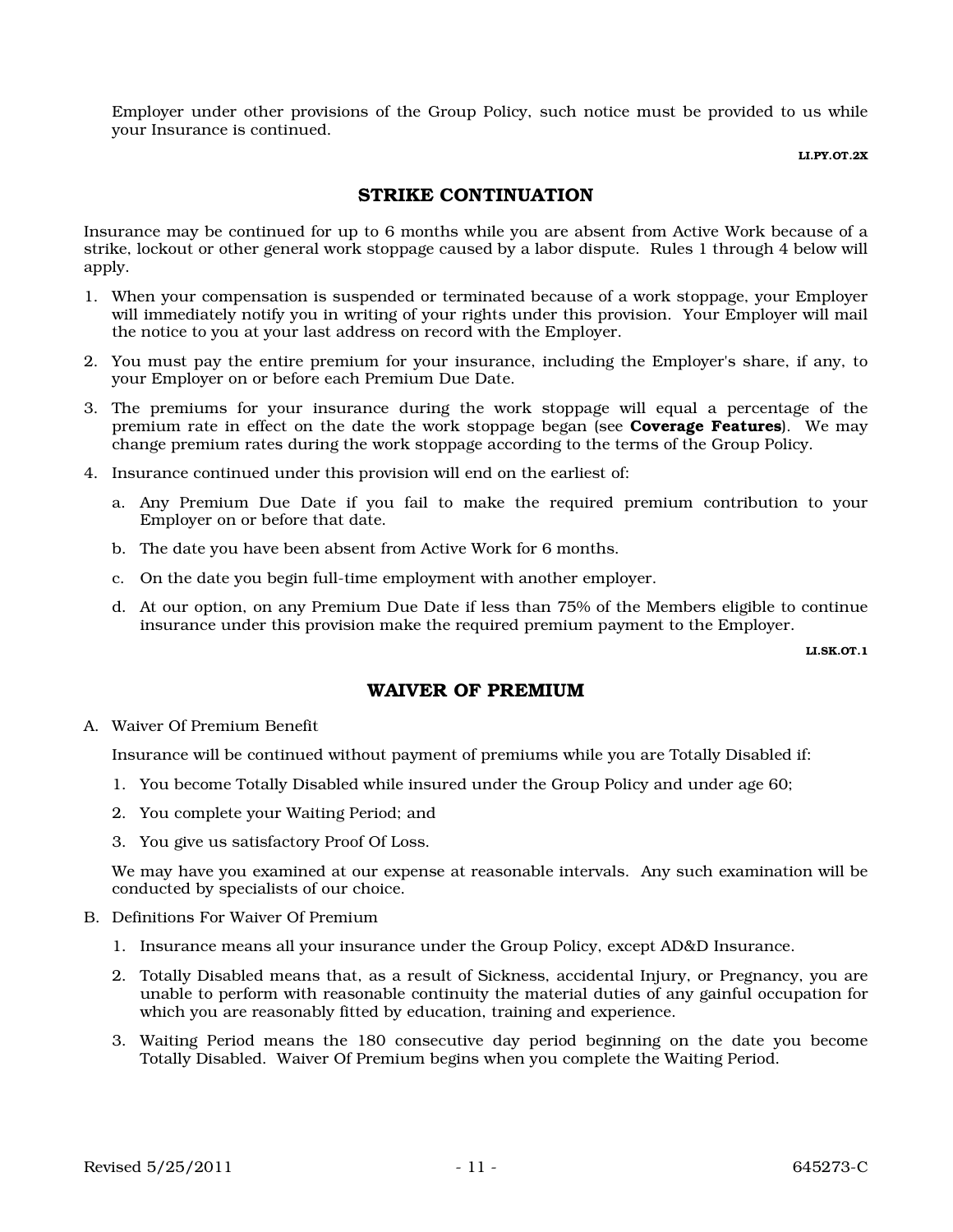Employer under other provisions of the Group Policy, such notice must be provided to us while your Insurance is continued.

LI.PY.OT.2X

## STRIKE CONTINUATION

Insurance may be continued for up to 6 months while you are absent from Active Work because of a strike, lockout or other general work stoppage caused by a labor dispute. Rules 1 through 4 below will apply.

1. When your compensation is suspended or terminated because of a work stoppage, your Employer will immediately notify you in writing of your rights under this provision. Your Employer will mail the notice to you at your last address on record with the Employer.
2. You must pay the entire premium for your insurance, including the Employer's share, if any, to your Employer on or before each Premium Due Date.
3. The premiums for your insurance during the work stoppage will equal a percentage of the premium rate in effect on the date the work stoppage began (see **Coverage Features**). We may change premium rates during the work stoppage according to the terms of the Group Policy.
4. Insurance continued under this provision will end on the earliest of:
   a. Any Premium Due Date if you fail to make the required premium contribution to your Employer on or before that date.
   b. The date you have been absent from Active Work for 6 months.
   c. On the date you begin full-time employment with another employer.
   d. At our option, on any Premium Due Date if less than 75% of the Members eligible to continue insurance under this provision make the required premium payment to the Employer.

LI.SK.OT.1

## WAIVER OF PREMIUM

A. Waiver Of Premium Benefit

   Insurance will be continued without payment of premiums while you are Totally Disabled if:

   1. You become Totally Disabled while insured under the Group Policy and under age 60;
   2. You complete your Waiting Period; and
   3. You give us satisfactory Proof Of Loss.

   We may have you examined at our expense at reasonable intervals. Any such examination will be conducted by specialists of our choice.

B. Definitions For Waiver Of Premium

   1. Insurance means all your insurance under the Group Policy, except AD&D Insurance.
   2. Totally Disabled means that, as a result of Sickness, accidental Injury, or Pregnancy, you are unable to perform with reasonable continuity the material duties of any gainful occupation for which you are reasonably fitted by education, training and experience.
   3. Waiting Period means the 180 consecutive day period beginning on the date you become Totally Disabled. Waiver Of Premium begins when you complete the Waiting Period.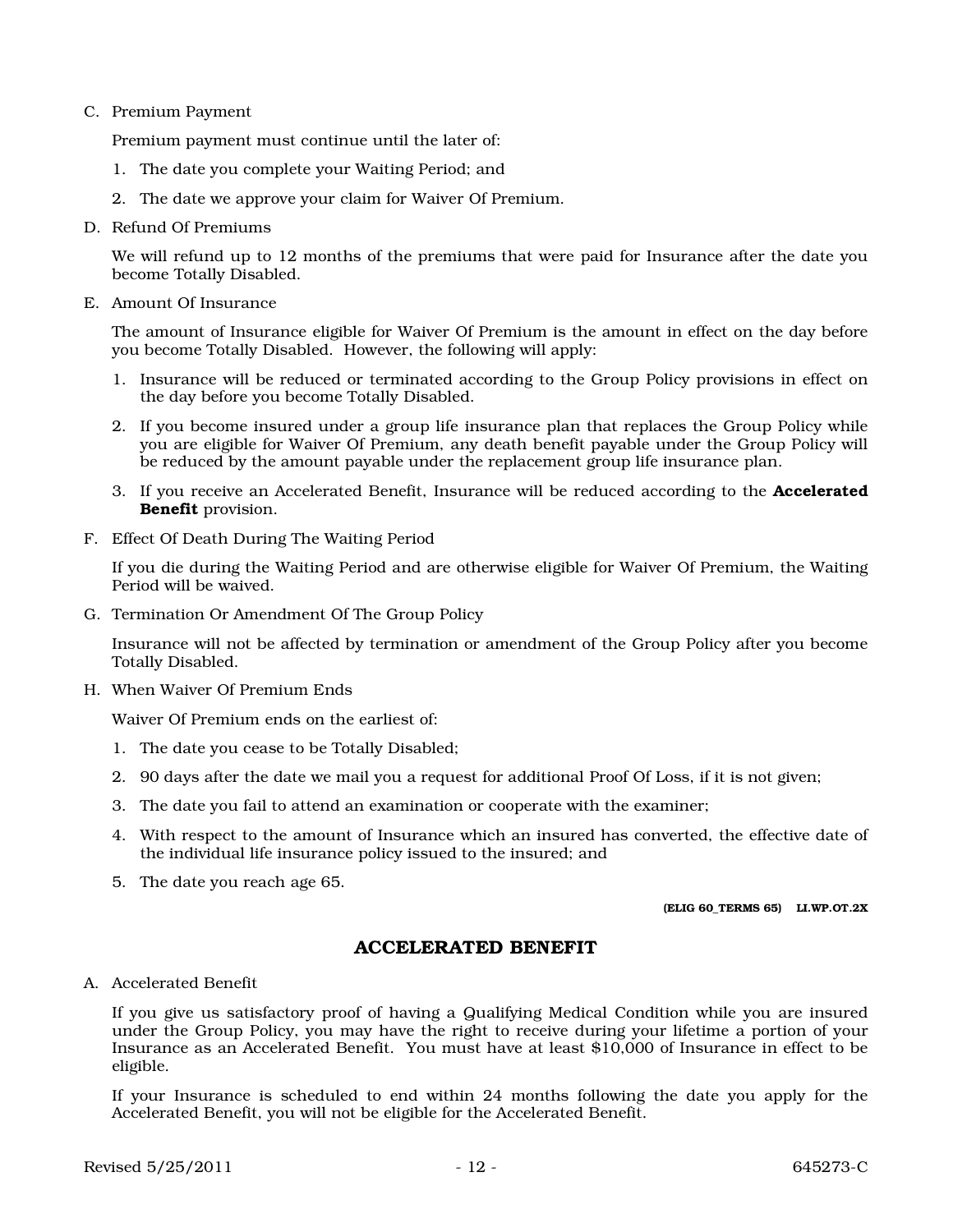C. Premium Payment

Premium payment must continue until the later of:

1. The date you complete your Waiting Period; and
2. The date we approve your claim for Waiver Of Premium.

D. Refund Of Premiums

We will refund up to 12 months of the premiums that were paid for Insurance after the date you become Totally Disabled.

E. Amount Of Insurance

The amount of Insurance eligible for Waiver Of Premium is the amount in effect on the day before you become Totally Disabled. However, the following will apply:

1. Insurance will be reduced or terminated according to the Group Policy provisions in effect on the day before you become Totally Disabled.
2. If you become insured under a group life insurance plan that replaces the Group Policy while you are eligible for Waiver Of Premium, any death benefit payable under the Group Policy will be reduced by the amount payable under the replacement group life insurance plan.
3. If you receive an Accelerated Benefit, Insurance will be reduced according to the **Accelerated Benefit** provision.

F. Effect Of Death During The Waiting Period

If you die during the Waiting Period and are otherwise eligible for Waiver Of Premium, the Waiting Period will be waived.

G. Termination Or Amendment Of The Group Policy

Insurance will not be affected by termination or amendment of the Group Policy after you become Totally Disabled.

H. When Waiver Of Premium Ends

Waiver Of Premium ends on the earliest of:

1. The date you cease to be Totally Disabled;
2. 90 days after the date we mail you a request for additional Proof Of Loss, if it is not given;
3. The date you fail to attend an examination or cooperate with the examiner;
4. With respect to the amount of Insurance which an insured has converted, the effective date of the individual life insurance policy issued to the insured; and
5. The date you reach age 65.

**(ELIG 60_TERMS 65) LI.WP.OT.2X**

## ACCELERATED BENEFIT

A. Accelerated Benefit

If you give us satisfactory proof of having a Qualifying Medical Condition while you are insured under the Group Policy, you may have the right to receive during your lifetime a portion of your Insurance as an Accelerated Benefit. You must have at least $10,000 of Insurance in effect to be eligible.

If your Insurance is scheduled to end within 24 months following the date you apply for the Accelerated Benefit, you will not be eligible for the Accelerated Benefit.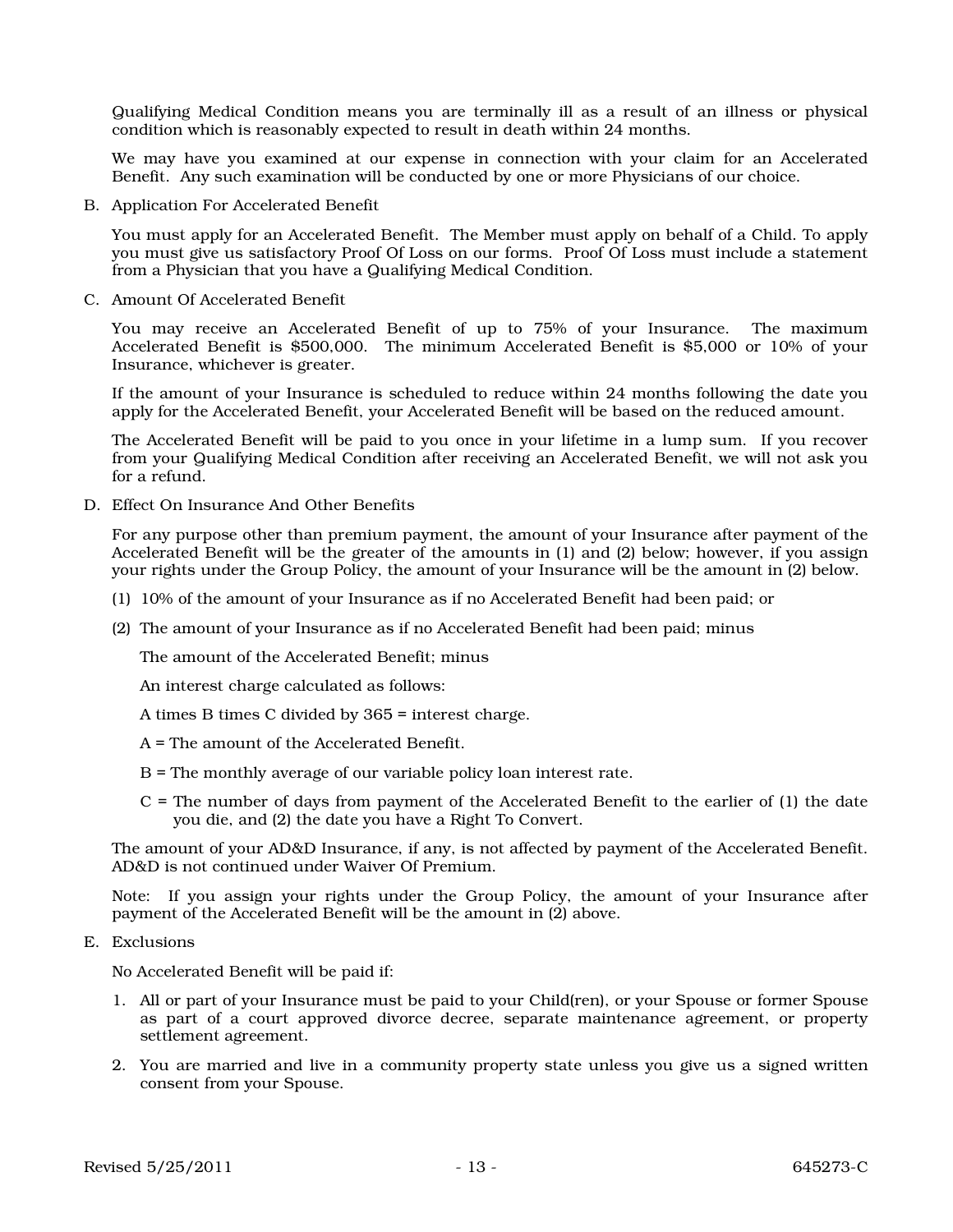Qualifying Medical Condition means you are terminally ill as a result of an illness or physical condition which is reasonably expected to result in death within 24 months.

We may have you examined at our expense in connection with your claim for an Accelerated Benefit. Any such examination will be conducted by one or more Physicians of our choice.

B. Application For Accelerated Benefit

You must apply for an Accelerated Benefit. The Member must apply on behalf of a Child. To apply you must give us satisfactory Proof Of Loss on our forms. Proof Of Loss must include a statement from a Physician that you have a Qualifying Medical Condition.

C. Amount Of Accelerated Benefit

You may receive an Accelerated Benefit of up to 75% of your Insurance. The maximum Accelerated Benefit is $500,000. The minimum Accelerated Benefit is $5,000 or 10% of your Insurance, whichever is greater.

If the amount of your Insurance is scheduled to reduce within 24 months following the date you apply for the Accelerated Benefit, your Accelerated Benefit will be based on the reduced amount.

The Accelerated Benefit will be paid to you once in your lifetime in a lump sum. If you recover from your Qualifying Medical Condition after receiving an Accelerated Benefit, we will not ask you for a refund.

D. Effect On Insurance And Other Benefits

For any purpose other than premium payment, the amount of your Insurance after payment of the Accelerated Benefit will be the greater of the amounts in (1) and (2) below; however, if you assign your rights under the Group Policy, the amount of your Insurance will be the amount in (2) below.

(1) 10% of the amount of your Insurance as if no Accelerated Benefit had been paid; or

(2) The amount of your Insurance as if no Accelerated Benefit had been paid; minus

The amount of the Accelerated Benefit; minus

An interest charge calculated as follows:

A times B times C divided by 365 = interest charge.

A = The amount of the Accelerated Benefit.

B = The monthly average of our variable policy loan interest rate.

C = The number of days from payment of the Accelerated Benefit to the earlier of (1) the date you die, and (2) the date you have a Right To Convert.

The amount of your AD&D Insurance, if any, is not affected by payment of the Accelerated Benefit. AD&D is not continued under Waiver Of Premium.

Note: If you assign your rights under the Group Policy, the amount of your Insurance after payment of the Accelerated Benefit will be the amount in (2) above.

E. Exclusions

No Accelerated Benefit will be paid if:

1. All or part of your Insurance must be paid to your Child(ren), or your Spouse or former Spouse as part of a court approved divorce decree, separate maintenance agreement, or property settlement agreement.
2. You are married and live in a community property state unless you give us a signed written consent from your Spouse.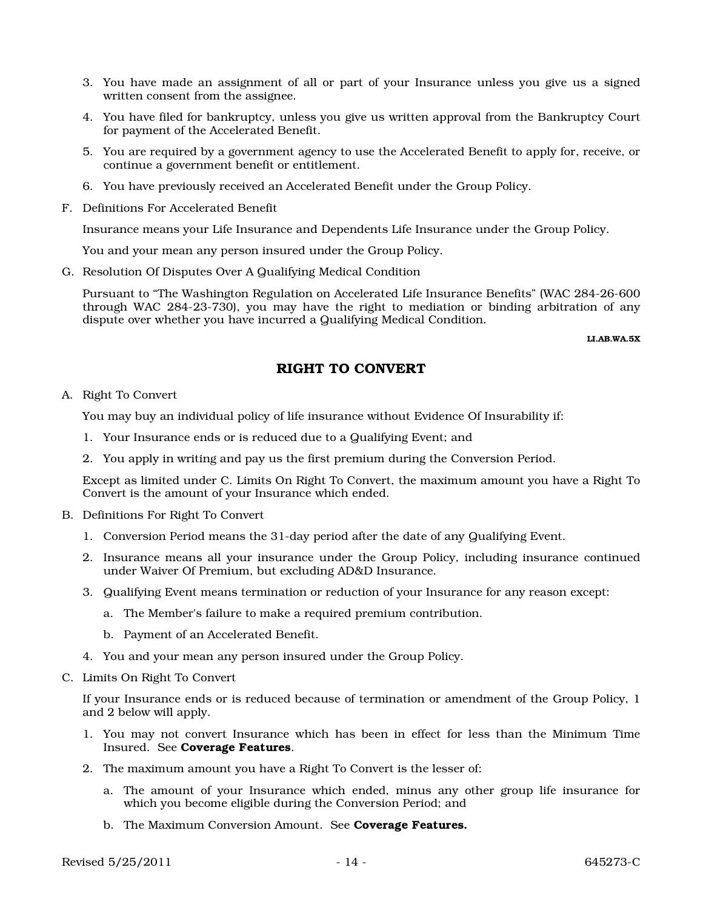3. You have made an assignment of all or part of your Insurance unless you give us a signed written consent from the assignee.
4. You have filed for bankruptcy, unless you give us written approval from the Bankruptcy Court for payment of the Accelerated Benefit.
5. You are required by a government agency to use the Accelerated Benefit to apply for, receive, or continue a government benefit or entitlement.
6. You have previously received an Accelerated Benefit under the Group Policy.

F. Definitions For Accelerated Benefit

Insurance means your Life Insurance and Dependents Life Insurance under the Group Policy.

You and your mean any person insured under the Group Policy.

G. Resolution Of Disputes Over A Qualifying Medical Condition

Pursuant to "The Washington Regulation on Accelerated Life Insurance Benefits" (WAC 284-26-600 through WAC 284-23-730), you may have the right to mediation or binding arbitration of any dispute over whether you have incurred a Qualifying Medical Condition.

**LI.AB.WA.5X**

## RIGHT TO CONVERT

A. Right To Convert

You may buy an individual policy of life insurance without Evidence Of Insurability if:

1. Your Insurance ends or is reduced due to a Qualifying Event; and
2. You apply in writing and pay us the first premium during the Conversion Period.

Except as limited under C. Limits On Right To Convert, the maximum amount you have a Right To Convert is the amount of your Insurance which ended.

B. Definitions For Right To Convert

1. Conversion Period means the 31-day period after the date of any Qualifying Event.
2. Insurance means all your insurance under the Group Policy, including insurance continued under Waiver Of Premium, but excluding AD&D Insurance.
3. Qualifying Event means termination or reduction of your Insurance for any reason except:
   a. The Member's failure to make a required premium contribution.
   b. Payment of an Accelerated Benefit.
4. You and your mean any person insured under the Group Policy.

C. Limits On Right To Convert

If your Insurance ends or is reduced because of termination or amendment of the Group Policy, 1 and 2 below will apply.

1. You may not convert Insurance which has been in effect for less than the Minimum Time Insured. See **Coverage Features**.
2. The maximum amount you have a Right To Convert is the lesser of:
   a. The amount of your Insurance which ended, minus any other group life insurance for which you become eligible during the Conversion Period; and
   b. The Maximum Conversion Amount. See **Coverage Features.**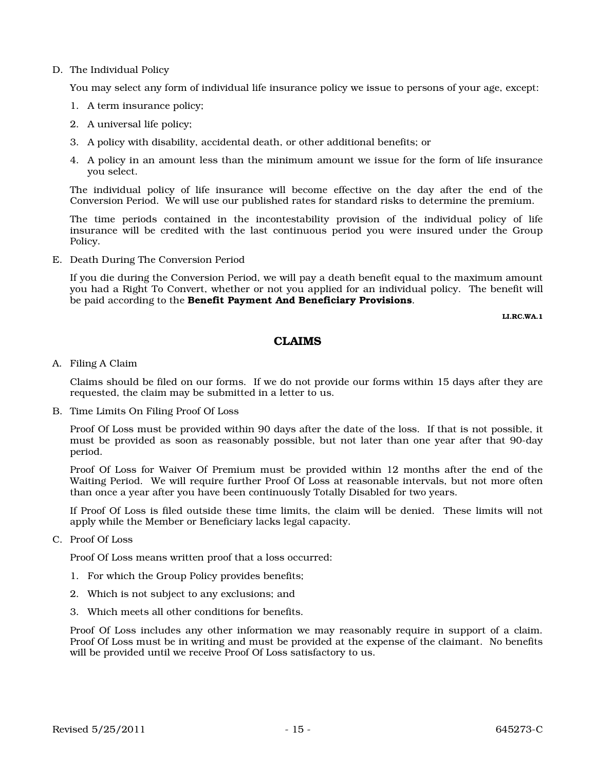D. The Individual Policy

   You may select any form of individual life insurance policy we issue to persons of your age, except:

   1. A term insurance policy;
   2. A universal life policy;
   3. A policy with disability, accidental death, or other additional benefits; or
   4. A policy in an amount less than the minimum amount we issue for the form of life insurance you select.

   The individual policy of life insurance will become effective on the day after the end of the Conversion Period. We will use our published rates for standard risks to determine the premium.

   The time periods contained in the incontestability provision of the individual policy of life insurance will be credited with the last continuous period you were insured under the Group Policy.

E. Death During The Conversion Period

   If you die during the Conversion Period, we will pay a death benefit equal to the maximum amount you had a Right To Convert, whether or not you applied for an individual policy. The benefit will be paid according to the **Benefit Payment And Beneficiary Provisions**.

LI.RC.WA.1

## CLAIMS

A. Filing A Claim

   Claims should be filed on our forms. If we do not provide our forms within 15 days after they are requested, the claim may be submitted in a letter to us.

B. Time Limits On Filing Proof Of Loss

   Proof Of Loss must be provided within 90 days after the date of the loss. If that is not possible, it must be provided as soon as reasonably possible, but not later than one year after that 90-day period.

   Proof Of Loss for Waiver Of Premium must be provided within 12 months after the end of the Waiting Period. We will require further Proof Of Loss at reasonable intervals, but not more often than once a year after you have been continuously Totally Disabled for two years.

   If Proof Of Loss is filed outside these time limits, the claim will be denied. These limits will not apply while the Member or Beneficiary lacks legal capacity.

C. Proof Of Loss

   Proof Of Loss means written proof that a loss occurred:

   1. For which the Group Policy provides benefits;
   2. Which is not subject to any exclusions; and
   3. Which meets all other conditions for benefits.

   Proof Of Loss includes any other information we may reasonably require in support of a claim. Proof Of Loss must be in writing and must be provided at the expense of the claimant. No benefits will be provided until we receive Proof Of Loss satisfactory to us.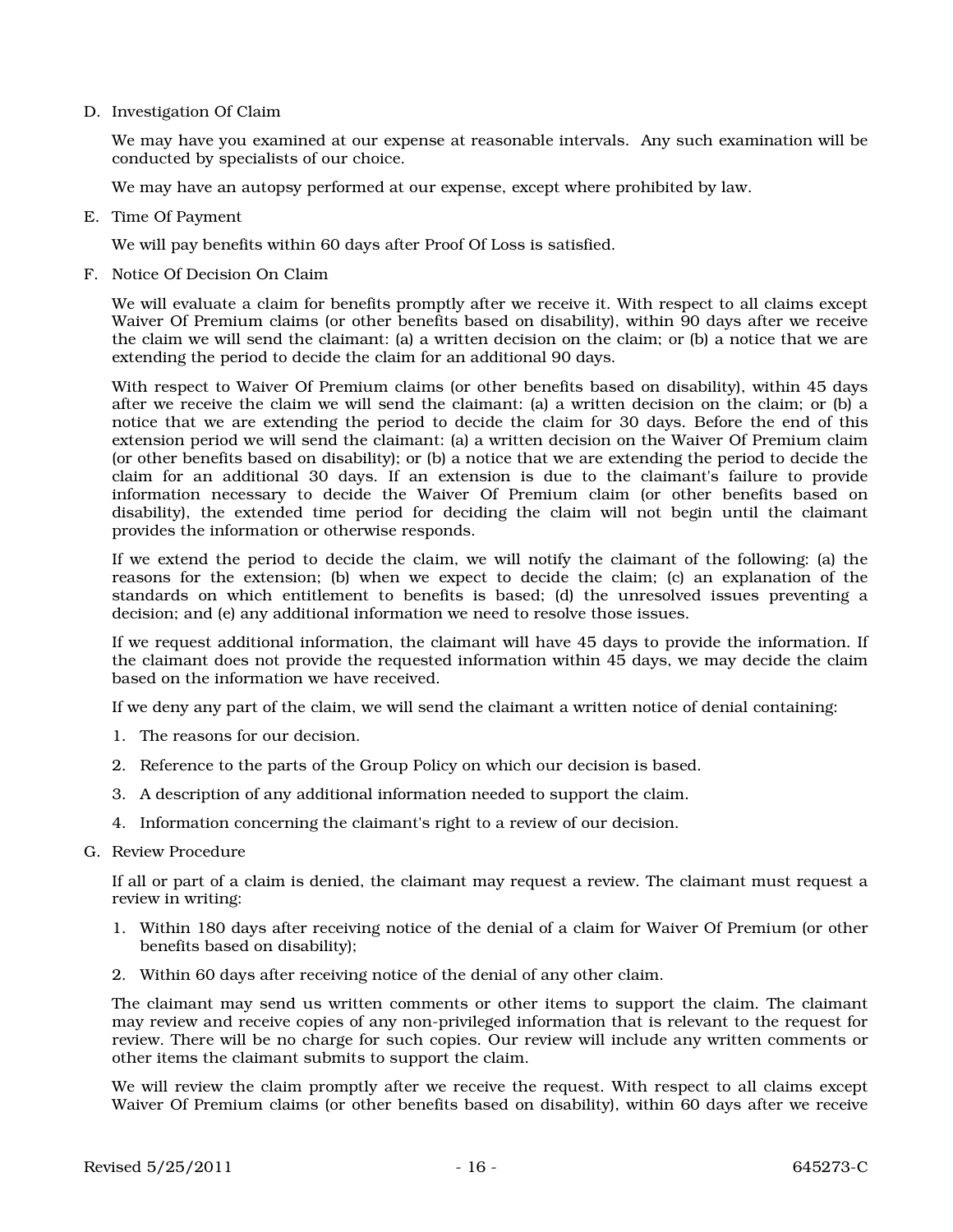D. Investigation Of Claim

We may have you examined at our expense at reasonable intervals. Any such examination will be conducted by specialists of our choice.

We may have an autopsy performed at our expense, except where prohibited by law.

E. Time Of Payment

We will pay benefits within 60 days after Proof Of Loss is satisfied.

F. Notice Of Decision On Claim

We will evaluate a claim for benefits promptly after we receive it. With respect to all claims except Waiver Of Premium claims (or other benefits based on disability), within 90 days after we receive the claim we will send the claimant: (a) a written decision on the claim; or (b) a notice that we are extending the period to decide the claim for an additional 90 days.

With respect to Waiver Of Premium claims (or other benefits based on disability), within 45 days after we receive the claim we will send the claimant: (a) a written decision on the claim; or (b) a notice that we are extending the period to decide the claim for 30 days. Before the end of this extension period we will send the claimant: (a) a written decision on the Waiver Of Premium claim (or other benefits based on disability); or (b) a notice that we are extending the period to decide the claim for an additional 30 days. If an extension is due to the claimant's failure to provide information necessary to decide the Waiver Of Premium claim (or other benefits based on disability), the extended time period for deciding the claim will not begin until the claimant provides the information or otherwise responds.

If we extend the period to decide the claim, we will notify the claimant of the following: (a) the reasons for the extension; (b) when we expect to decide the claim; (c) an explanation of the standards on which entitlement to benefits is based; (d) the unresolved issues preventing a decision; and (e) any additional information we need to resolve those issues.

If we request additional information, the claimant will have 45 days to provide the information. If the claimant does not provide the requested information within 45 days, we may decide the claim based on the information we have received.

If we deny any part of the claim, we will send the claimant a written notice of denial containing:

1. The reasons for our decision.
2. Reference to the parts of the Group Policy on which our decision is based.
3. A description of any additional information needed to support the claim.
4. Information concerning the claimant's right to a review of our decision.

G. Review Procedure

If all or part of a claim is denied, the claimant may request a review. The claimant must request a review in writing:

1. Within 180 days after receiving notice of the denial of a claim for Waiver Of Premium (or other benefits based on disability);
2. Within 60 days after receiving notice of the denial of any other claim.

The claimant may send us written comments or other items to support the claim. The claimant may review and receive copies of any non-privileged information that is relevant to the request for review. There will be no charge for such copies. Our review will include any written comments or other items the claimant submits to support the claim.

We will review the claim promptly after we receive the request. With respect to all claims except Waiver Of Premium claims (or other benefits based on disability), within 60 days after we receive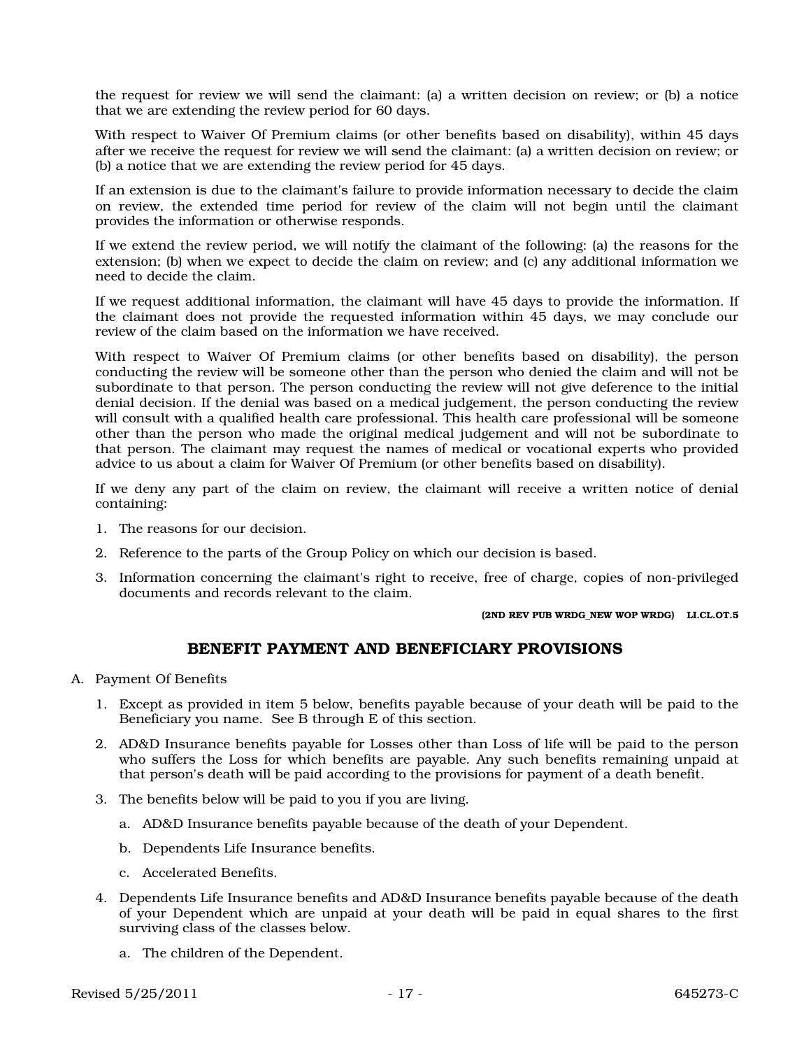the request for review we will send the claimant: (a) a written decision on review; or (b) a notice that we are extending the review period for 60 days.

With respect to Waiver Of Premium claims (or other benefits based on disability), within 45 days after we receive the request for review we will send the claimant: (a) a written decision on review; or (b) a notice that we are extending the review period for 45 days.

If an extension is due to the claimant's failure to provide information necessary to decide the claim on review, the extended time period for review of the claim will not begin until the claimant provides the information or otherwise responds.

If we extend the review period, we will notify the claimant of the following: (a) the reasons for the extension; (b) when we expect to decide the claim on review; and (c) any additional information we need to decide the claim.

If we request additional information, the claimant will have 45 days to provide the information. If the claimant does not provide the requested information within 45 days, we may conclude our review of the claim based on the information we have received.

With respect to Waiver Of Premium claims (or other benefits based on disability), the person conducting the review will be someone other than the person who denied the claim and will not be subordinate to that person. The person conducting the review will not give deference to the initial denial decision. If the denial was based on a medical judgement, the person conducting the review will consult with a qualified health care professional. This health care professional will be someone other than the person who made the original medical judgement and will not be subordinate to that person. The claimant may request the names of medical or vocational experts who provided advice to us about a claim for Waiver Of Premium (or other benefits based on disability).

If we deny any part of the claim on review, the claimant will receive a written notice of denial containing:

1. The reasons for our decision.
2. Reference to the parts of the Group Policy on which our decision is based.
3. Information concerning the claimant's right to receive, free of charge, copies of non-privileged documents and records relevant to the claim.

**(2ND REV PUB WRDG_NEW WOP WRDG) LI.CL.OT.5**

## BENEFIT PAYMENT AND BENEFICIARY PROVISIONS

A. Payment Of Benefits

1. Except as provided in item 5 below, benefits payable because of your death will be paid to the Beneficiary you name. See B through E of this section.
2. AD&D Insurance benefits payable for Losses other than Loss of life will be paid to the person who suffers the Loss for which benefits are payable. Any such benefits remaining unpaid at that person's death will be paid according to the provisions for payment of a death benefit.
3. The benefits below will be paid to you if you are living.
   a. AD&D Insurance benefits payable because of the death of your Dependent.
   b. Dependents Life Insurance benefits.
   c. Accelerated Benefits.
4. Dependents Life Insurance benefits and AD&D Insurance benefits payable because of the death of your Dependent which are unpaid at your death will be paid in equal shares to the first surviving class of the classes below.
   a. The children of the Dependent.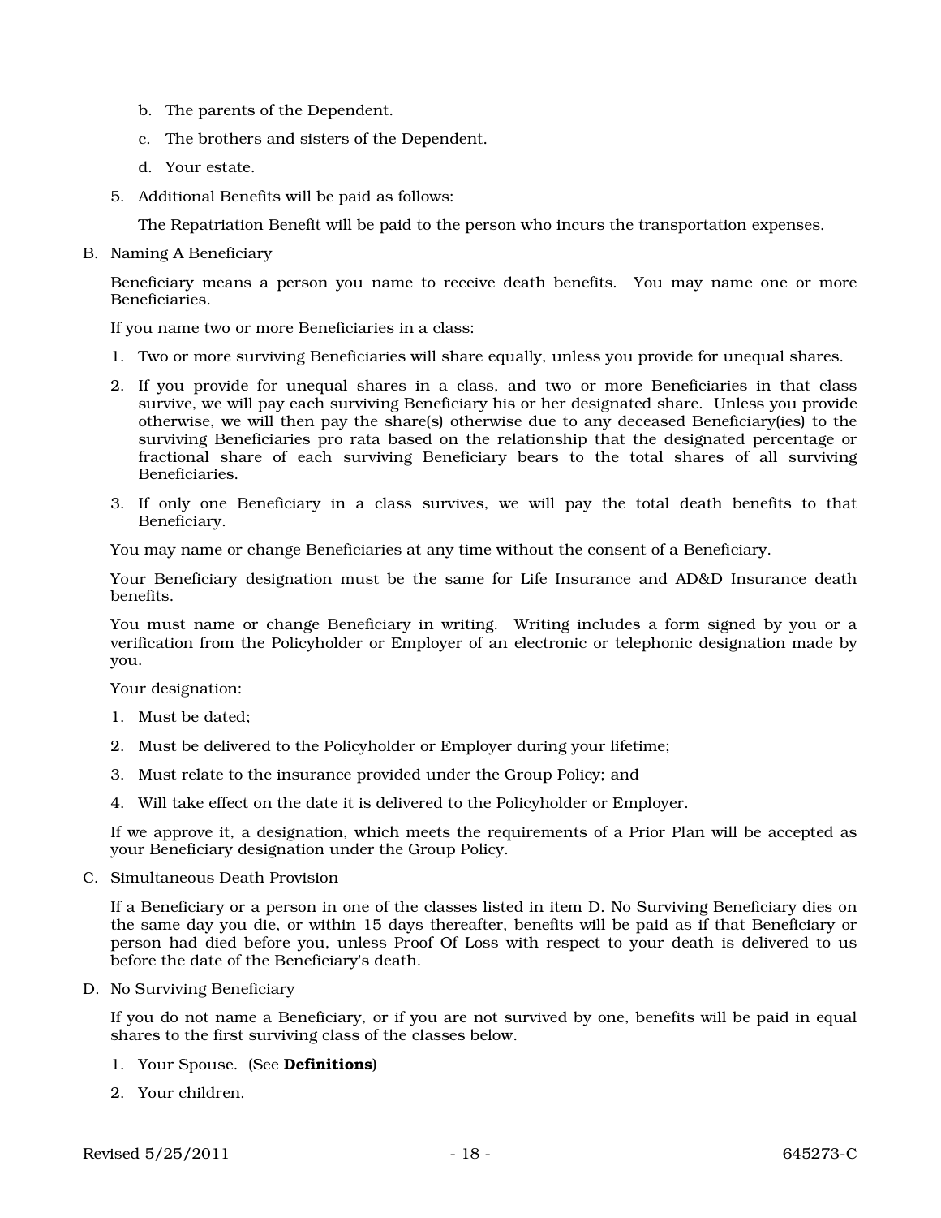b. The parents of the Dependent.

   c. The brothers and sisters of the Dependent.

   d. Your estate.

5. Additional Benefits will be paid as follows:

   The Repatriation Benefit will be paid to the person who incurs the transportation expenses.

B. Naming A Beneficiary

Beneficiary means a person you name to receive death benefits. You may name one or more Beneficiaries.

If you name two or more Beneficiaries in a class:

1. Two or more surviving Beneficiaries will share equally, unless you provide for unequal shares.
2. If you provide for unequal shares in a class, and two or more Beneficiaries in that class survive, we will pay each surviving Beneficiary his or her designated share. Unless you provide otherwise, we will then pay the share(s) otherwise due to any deceased Beneficiary(ies) to the surviving Beneficiaries pro rata based on the relationship that the designated percentage or fractional share of each surviving Beneficiary bears to the total shares of all surviving Beneficiaries.
3. If only one Beneficiary in a class survives, we will pay the total death benefits to that Beneficiary.

You may name or change Beneficiaries at any time without the consent of a Beneficiary.

Your Beneficiary designation must be the same for Life Insurance and AD&D Insurance death benefits.

You must name or change Beneficiary in writing. Writing includes a form signed by you or a verification from the Policyholder or Employer of an electronic or telephonic designation made by you.

Your designation:

1. Must be dated;
2. Must be delivered to the Policyholder or Employer during your lifetime;
3. Must relate to the insurance provided under the Group Policy; and
4. Will take effect on the date it is delivered to the Policyholder or Employer.

If we approve it, a designation, which meets the requirements of a Prior Plan will be accepted as your Beneficiary designation under the Group Policy.

C. Simultaneous Death Provision

If a Beneficiary or a person in one of the classes listed in item D. No Surviving Beneficiary dies on the same day you die, or within 15 days thereafter, benefits will be paid as if that Beneficiary or person had died before you, unless Proof Of Loss with respect to your death is delivered to us before the date of the Beneficiary's death.

D. No Surviving Beneficiary

If you do not name a Beneficiary, or if you are not survived by one, benefits will be paid in equal shares to the first surviving class of the classes below.

1. Your Spouse. (See **Definitions**)
2. Your children.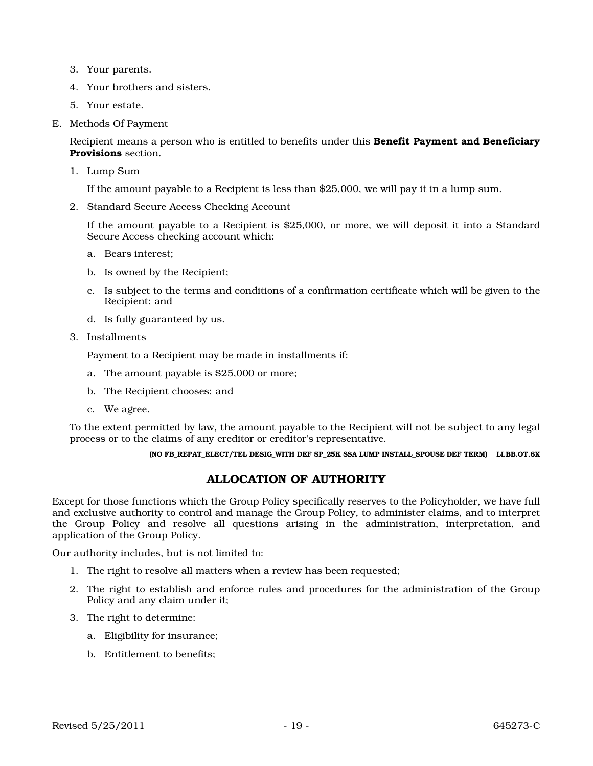3. Your parents.
4. Your brothers and sisters.
5. Your estate.

E. Methods Of Payment

Recipient means a person who is entitled to benefits under this **Benefit Payment and Beneficiary Provisions** section.

1. Lump Sum

   If the amount payable to a Recipient is less than $25,000, we will pay it in a lump sum.

2. Standard Secure Access Checking Account

   If the amount payable to a Recipient is $25,000, or more, we will deposit it into a Standard Secure Access checking account which:

   a. Bears interest;

   b. Is owned by the Recipient;

   c. Is subject to the terms and conditions of a confirmation certificate which will be given to the Recipient; and

   d. Is fully guaranteed by us.

3. Installments

   Payment to a Recipient may be made in installments if:

   a. The amount payable is $25,000 or more;

   b. The Recipient chooses; and

   c. We agree.

To the extent permitted by law, the amount payable to the Recipient will not be subject to any legal process or to the claims of any creditor or creditor's representative.

**(NO FB_REPAT_ELECT/TEL DESIG_WITH DEF SP_25K SSA LUMP INSTALL_SPOUSE DEF TERM) LI.BB.OT.6X**

## ALLOCATION OF AUTHORITY

Except for those functions which the Group Policy specifically reserves to the Policyholder, we have full and exclusive authority to control and manage the Group Policy, to administer claims, and to interpret the Group Policy and resolve all questions arising in the administration, interpretation, and application of the Group Policy.

Our authority includes, but is not limited to:

1. The right to resolve all matters when a review has been requested;
2. The right to establish and enforce rules and procedures for the administration of the Group Policy and any claim under it;
3. The right to determine:

   a. Eligibility for insurance;

   b. Entitlement to benefits;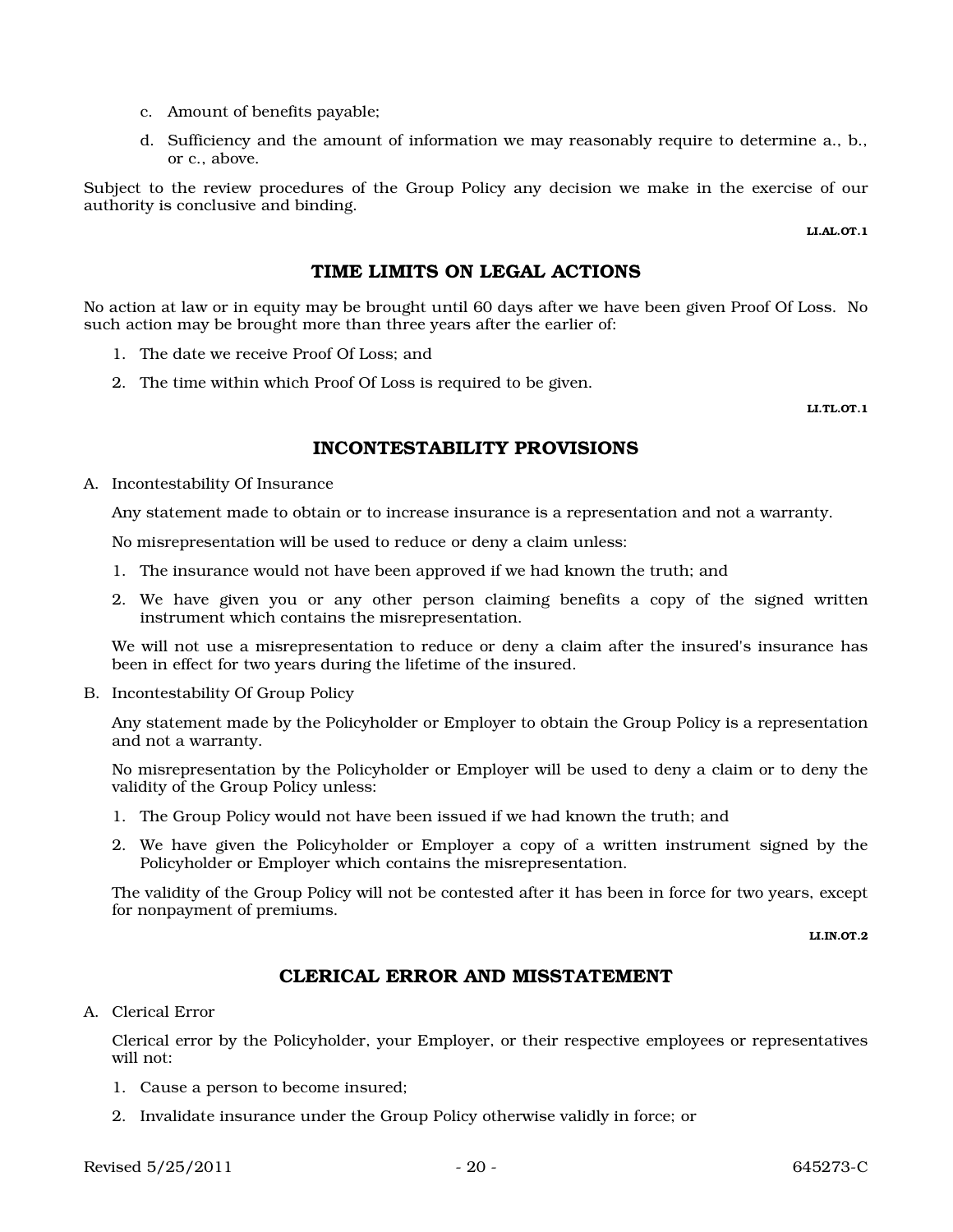c. Amount of benefits payable;

d. Sufficiency and the amount of information we may reasonably require to determine a., b., or c., above.

Subject to the review procedures of the Group Policy any decision we make in the exercise of our authority is conclusive and binding.

LI.AL.OT.1

## TIME LIMITS ON LEGAL ACTIONS

No action at law or in equity may be brought until 60 days after we have been given Proof Of Loss. No such action may be brought more than three years after the earlier of:

1. The date we receive Proof Of Loss; and
2. The time within which Proof Of Loss is required to be given.

LI.TL.OT.1

## INCONTESTABILITY PROVISIONS

A. Incontestability Of Insurance

Any statement made to obtain or to increase insurance is a representation and not a warranty.

No misrepresentation will be used to reduce or deny a claim unless:

1. The insurance would not have been approved if we had known the truth; and
2. We have given you or any other person claiming benefits a copy of the signed written instrument which contains the misrepresentation.

We will not use a misrepresentation to reduce or deny a claim after the insured's insurance has been in effect for two years during the lifetime of the insured.

B. Incontestability Of Group Policy

Any statement made by the Policyholder or Employer to obtain the Group Policy is a representation and not a warranty.

No misrepresentation by the Policyholder or Employer will be used to deny a claim or to deny the validity of the Group Policy unless:

1. The Group Policy would not have been issued if we had known the truth; and
2. We have given the Policyholder or Employer a copy of a written instrument signed by the Policyholder or Employer which contains the misrepresentation.

The validity of the Group Policy will not be contested after it has been in force for two years, except for nonpayment of premiums.

LI.IN.OT.2

## CLERICAL ERROR AND MISSTATEMENT

A. Clerical Error

Clerical error by the Policyholder, your Employer, or their respective employees or representatives will not:

1. Cause a person to become insured;
2. Invalidate insurance under the Group Policy otherwise validly in force; or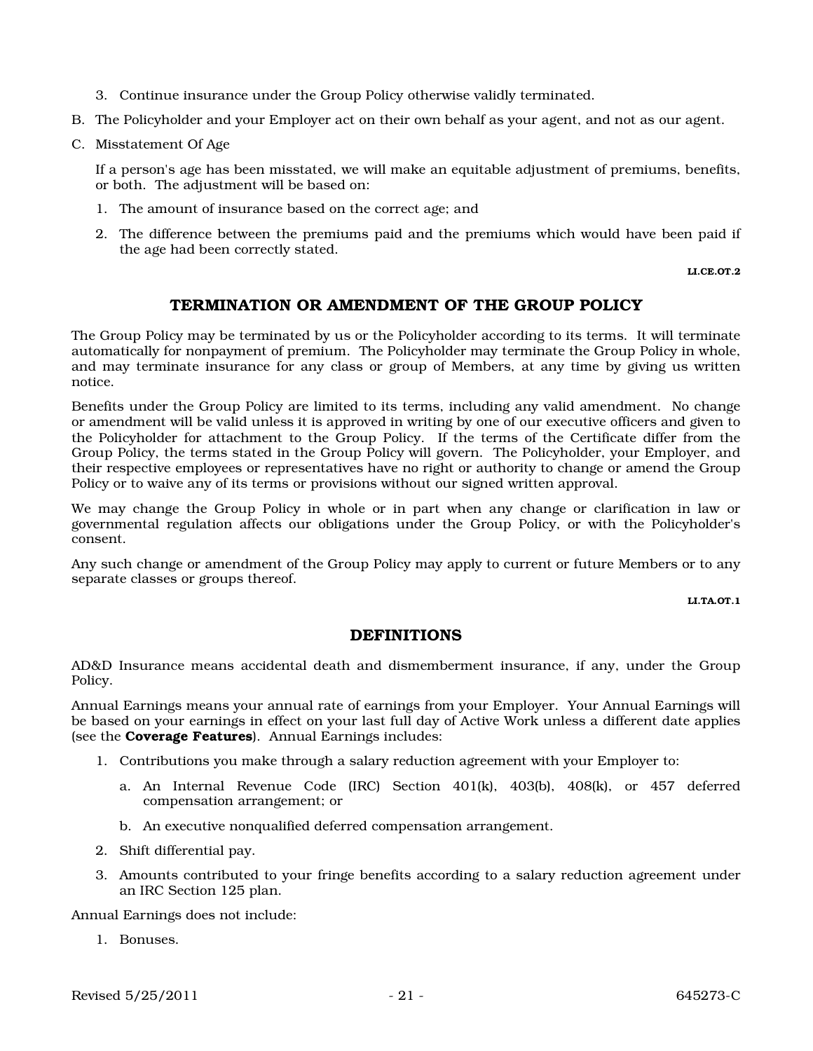3. Continue insurance under the Group Policy otherwise validly terminated.

B. The Policyholder and your Employer act on their own behalf as your agent, and not as our agent.

C. Misstatement Of Age

   If a person's age has been misstated, we will make an equitable adjustment of premiums, benefits, or both. The adjustment will be based on:

   1. The amount of insurance based on the correct age; and

   2. The difference between the premiums paid and the premiums which would have been paid if the age had been correctly stated.

LI.CE.OT.2

## TERMINATION OR AMENDMENT OF THE GROUP POLICY

The Group Policy may be terminated by us or the Policyholder according to its terms. It will terminate automatically for nonpayment of premium. The Policyholder may terminate the Group Policy in whole, and may terminate insurance for any class or group of Members, at any time by giving us written notice.

Benefits under the Group Policy are limited to its terms, including any valid amendment. No change or amendment will be valid unless it is approved in writing by one of our executive officers and given to the Policyholder for attachment to the Group Policy. If the terms of the Certificate differ from the Group Policy, the terms stated in the Group Policy will govern. The Policyholder, your Employer, and their respective employees or representatives have no right or authority to change or amend the Group Policy or to waive any of its terms or provisions without our signed written approval.

We may change the Group Policy in whole or in part when any change or clarification in law or governmental regulation affects our obligations under the Group Policy, or with the Policyholder's consent.

Any such change or amendment of the Group Policy may apply to current or future Members or to any separate classes or groups thereof.

LI.TA.OT.1

## DEFINITIONS

AD&D Insurance means accidental death and dismemberment insurance, if any, under the Group Policy.

Annual Earnings means your annual rate of earnings from your Employer. Your Annual Earnings will be based on your earnings in effect on your last full day of Active Work unless a different date applies (see the **Coverage Features**). Annual Earnings includes:

1. Contributions you make through a salary reduction agreement with your Employer to:

   a. An Internal Revenue Code (IRC) Section 401(k), 403(b), 408(k), or 457 deferred compensation arrangement; or

   b. An executive nonqualified deferred compensation arrangement.

2. Shift differential pay.

3. Amounts contributed to your fringe benefits according to a salary reduction agreement under an IRC Section 125 plan.

Annual Earnings does not include:

1. Bonuses.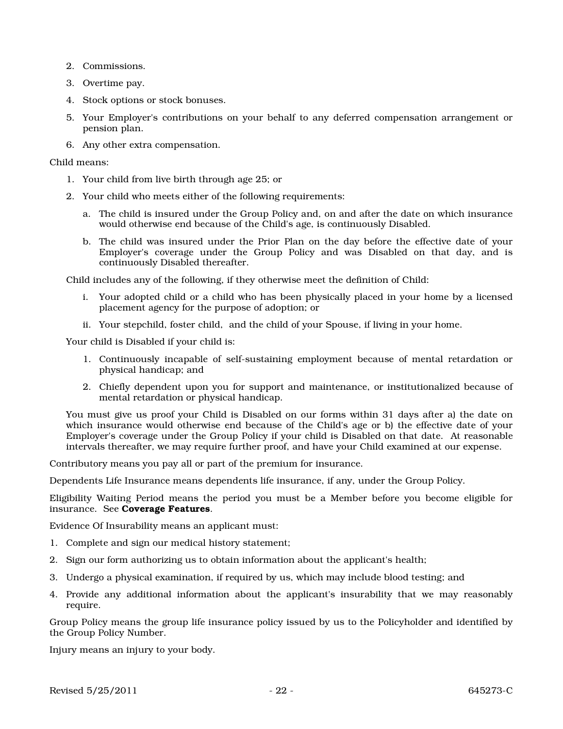2. Commissions.
3. Overtime pay.
4. Stock options or stock bonuses.
5. Your Employer's contributions on your behalf to any deferred compensation arrangement or pension plan.
6. Any other extra compensation.

Child means:

1. Your child from live birth through age 25; or
2. Your child who meets either of the following requirements:
   a. The child is insured under the Group Policy and, on and after the date on which insurance would otherwise end because of the Child's age, is continuously Disabled.
   b. The child was insured under the Prior Plan on the day before the effective date of your Employer's coverage under the Group Policy and was Disabled on that day, and is continuously Disabled thereafter.

Child includes any of the following, if they otherwise meet the definition of Child:

i. Your adopted child or a child who has been physically placed in your home by a licensed placement agency for the purpose of adoption; or

ii. Your stepchild, foster child, and the child of your Spouse, if living in your home.

Your child is Disabled if your child is:

1. Continuously incapable of self-sustaining employment because of mental retardation or physical handicap; and
2. Chiefly dependent upon you for support and maintenance, or institutionalized because of mental retardation or physical handicap.

You must give us proof your Child is Disabled on our forms within 31 days after a) the date on which insurance would otherwise end because of the Child's age or b) the effective date of your Employer's coverage under the Group Policy if your child is Disabled on that date. At reasonable intervals thereafter, we may require further proof, and have your Child examined at our expense.

Contributory means you pay all or part of the premium for insurance.

Dependents Life Insurance means dependents life insurance, if any, under the Group Policy.

Eligibility Waiting Period means the period you must be a Member before you become eligible for insurance. See **Coverage Features**.

Evidence Of Insurability means an applicant must:

1. Complete and sign our medical history statement;
2. Sign our form authorizing us to obtain information about the applicant's health;
3. Undergo a physical examination, if required by us, which may include blood testing; and
4. Provide any additional information about the applicant's insurability that we may reasonably require.

Group Policy means the group life insurance policy issued by us to the Policyholder and identified by the Group Policy Number.

Injury means an injury to your body.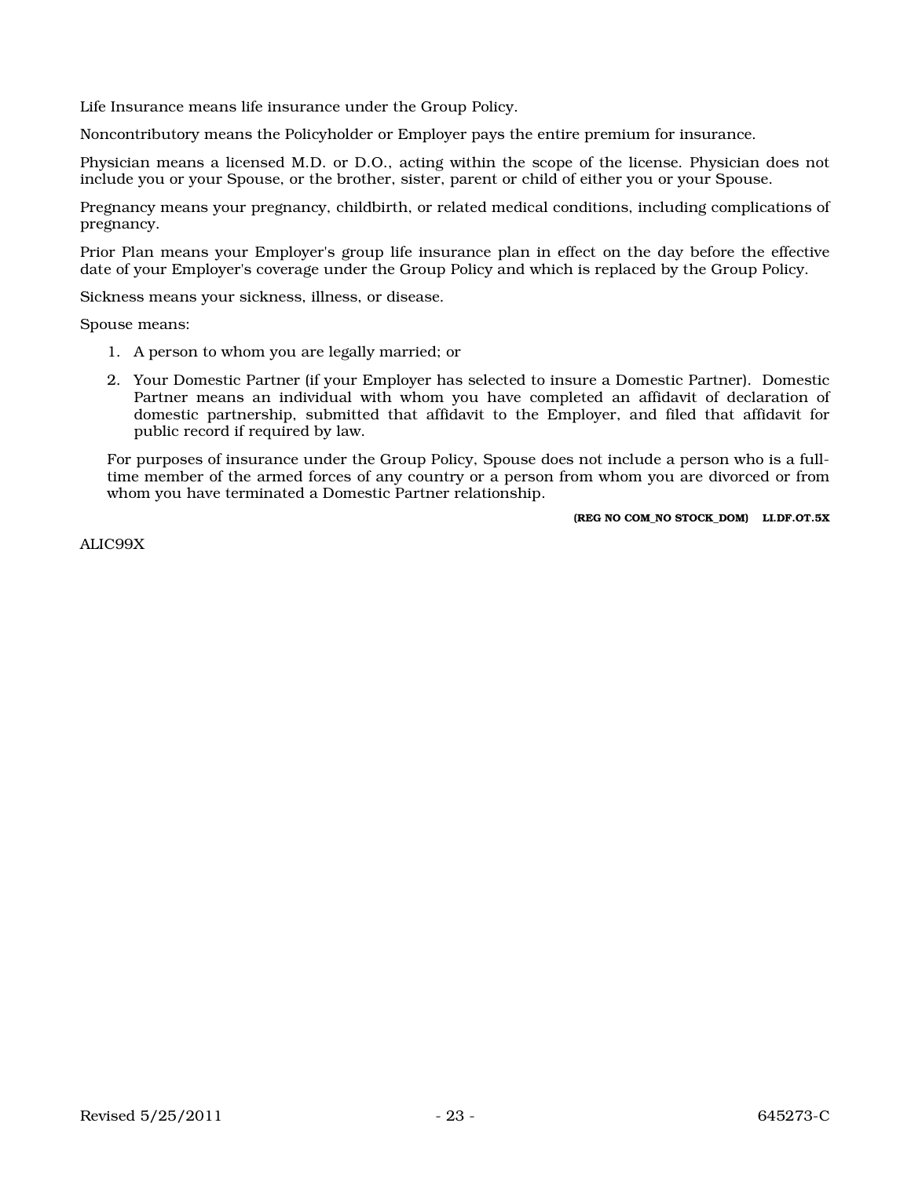Life Insurance means life insurance under the Group Policy.

Noncontributory means the Policyholder or Employer pays the entire premium for insurance.

Physician means a licensed M.D. or D.O., acting within the scope of the license. Physician does not include you or your Spouse, or the brother, sister, parent or child of either you or your Spouse.

Pregnancy means your pregnancy, childbirth, or related medical conditions, including complications of pregnancy.

Prior Plan means your Employer's group life insurance plan in effect on the day before the effective date of your Employer's coverage under the Group Policy and which is replaced by the Group Policy.

Sickness means your sickness, illness, or disease.

Spouse means:

1. A person to whom you are legally married; or
2. Your Domestic Partner (if your Employer has selected to insure a Domestic Partner). Domestic Partner means an individual with whom you have completed an affidavit of declaration of domestic partnership, submitted that affidavit to the Employer, and filed that affidavit for public record if required by law.

For purposes of insurance under the Group Policy, Spouse does not include a person who is a full-time member of the armed forces of any country or a person from whom you are divorced or from whom you have terminated a Domestic Partner relationship.

**(REG NO COM_NO STOCK_DOM) LI.DF.OT.5X**

ALIC99X

Revised 5/25/2011 645273-C